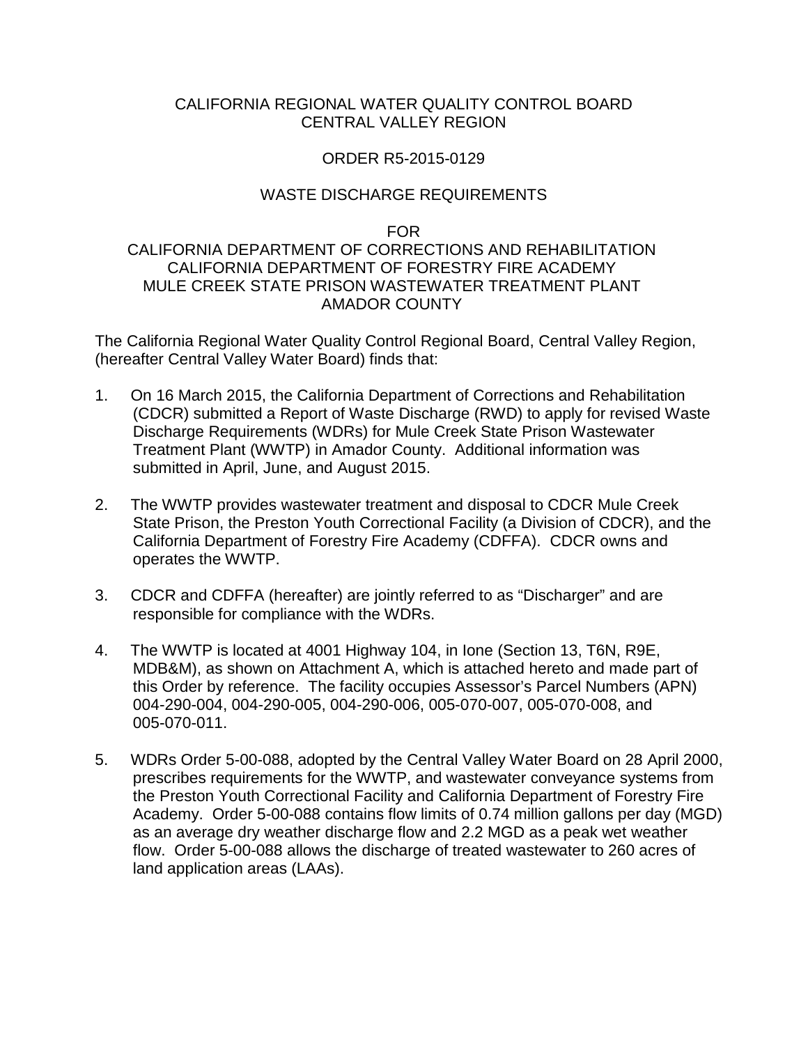# CALIFORNIA REGIONAL WATER QUALITY CONTROL BOARD
# CENTRAL VALLEY REGION

## ORDER R5-2015-0129

## WASTE DISCHARGE REQUIREMENTS

FOR

CALIFORNIA DEPARTMENT OF CORRECTIONS AND REHABILITATION
CALIFORNIA DEPARTMENT OF FORESTRY FIRE ACADEMY
MULE CREEK STATE PRISON WASTEWATER TREATMENT PLANT
AMADOR COUNTY

The California Regional Water Quality Control Regional Board, Central Valley Region, (hereafter Central Valley Water Board) finds that:

1. On 16 March 2015, the California Department of Corrections and Rehabilitation (CDCR) submitted a Report of Waste Discharge (RWD) to apply for revised Waste Discharge Requirements (WDRs) for Mule Creek State Prison Wastewater Treatment Plant (WWTP) in Amador County. Additional information was submitted in April, June, and August 2015.

2. The WWTP provides wastewater treatment and disposal to CDCR Mule Creek State Prison, the Preston Youth Correctional Facility (a Division of CDCR), and the California Department of Forestry Fire Academy (CDFFA). CDCR owns and operates the WWTP.

3. CDCR and CDFFA (hereafter) are jointly referred to as "Discharger" and are responsible for compliance with the WDRs.

4. The WWTP is located at 4001 Highway 104, in Ione (Section 13, T6N, R9E, MDB&M), as shown on Attachment A, which is attached hereto and made part of this Order by reference. The facility occupies Assessor's Parcel Numbers (APN) 004-290-004, 004-290-005, 004-290-006, 005-070-007, 005-070-008, and 005-070-011.

5. WDRs Order 5-00-088, adopted by the Central Valley Water Board on 28 April 2000, prescribes requirements for the WWTP, and wastewater conveyance systems from the Preston Youth Correctional Facility and California Department of Forestry Fire Academy. Order 5-00-088 contains flow limits of 0.74 million gallons per day (MGD) as an average dry weather discharge flow and 2.2 MGD as a peak wet weather flow. Order 5-00-088 allows the discharge of treated wastewater to 260 acres of land application areas (LAAs).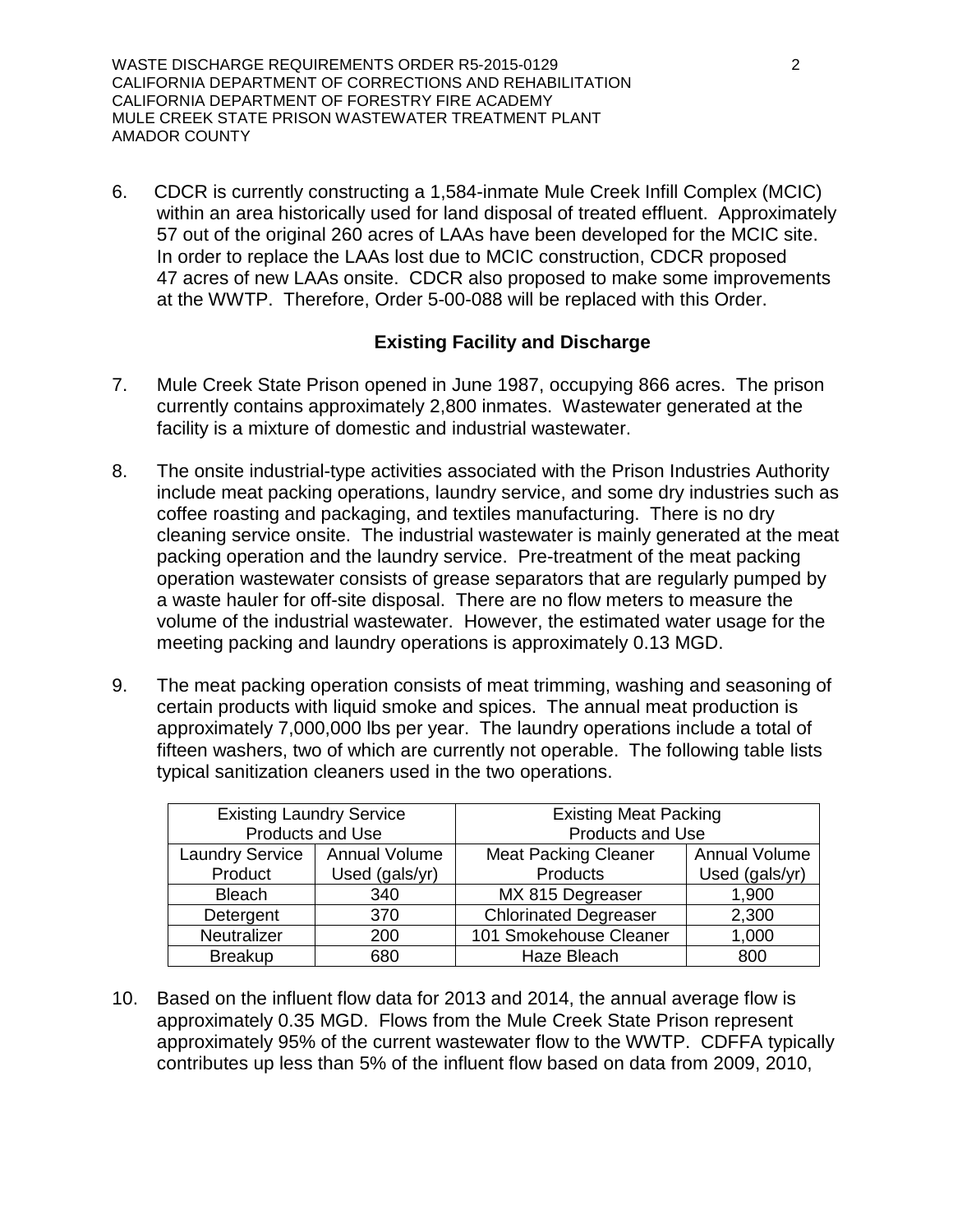6. CDCR is currently constructing a 1,584-inmate Mule Creek Infill Complex (MCIC) within an area historically used for land disposal of treated effluent. Approximately 57 out of the original 260 acres of LAAs have been developed for the MCIC site. In order to replace the LAAs lost due to MCIC construction, CDCR proposed 47 acres of new LAAs onsite. CDCR also proposed to make some improvements at the WWTP. Therefore, Order 5-00-088 will be replaced with this Order.

## Existing Facility and Discharge

7. Mule Creek State Prison opened in June 1987, occupying 866 acres. The prison currently contains approximately 2,800 inmates. Wastewater generated at the facility is a mixture of domestic and industrial wastewater.

8. The onsite industrial-type activities associated with the Prison Industries Authority include meat packing operations, laundry service, and some dry industries such as coffee roasting and packaging, and textiles manufacturing. There is no dry cleaning service onsite. The industrial wastewater is mainly generated at the meat packing operation and the laundry service. Pre-treatment of the meat packing operation wastewater consists of grease separators that are regularly pumped by a waste hauler for off-site disposal. There are no flow meters to measure the volume of the industrial wastewater. However, the estimated water usage for the meeting packing and laundry operations is approximately 0.13 MGD.

9. The meat packing operation consists of meat trimming, washing and seasoning of certain products with liquid smoke and spices. The annual meat production is approximately 7,000,000 lbs per year. The laundry operations include a total of fifteen washers, two of which are currently not operable. The following table lists typical sanitization cleaners used in the two operations.

| Existing Laundry Service Products and Use | | Existing Meat Packing Products and Use | |
|---|---|---|---|
| Laundry Service Product | Annual Volume Used (gals/yr) | Meat Packing Cleaner Products | Annual Volume Used (gals/yr) |
| Bleach | 340 | MX 815 Degreaser | 1,900 |
| Detergent | 370 | Chlorinated Degreaser | 2,300 |
| Neutralizer | 200 | 101 Smokehouse Cleaner | 1,000 |
| Breakup | 680 | Haze Bleach | 800 |

10. Based on the influent flow data for 2013 and 2014, the annual average flow is approximately 0.35 MGD. Flows from the Mule Creek State Prison represent approximately 95% of the current wastewater flow to the WWTP. CDFFA typically contributes up less than 5% of the influent flow based on data from 2009, 2010,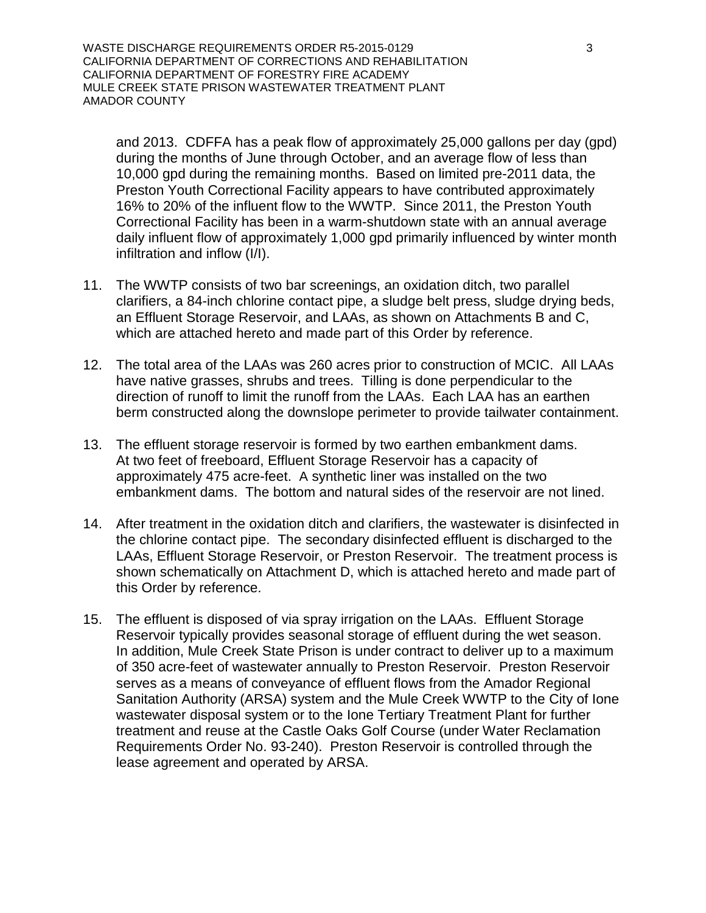and 2013. CDFFA has a peak flow of approximately 25,000 gallons per day (gpd) during the months of June through October, and an average flow of less than 10,000 gpd during the remaining months. Based on limited pre-2011 data, the Preston Youth Correctional Facility appears to have contributed approximately 16% to 20% of the influent flow to the WWTP. Since 2011, the Preston Youth Correctional Facility has been in a warm-shutdown state with an annual average daily influent flow of approximately 1,000 gpd primarily influenced by winter month infiltration and inflow (I/I).

11. The WWTP consists of two bar screenings, an oxidation ditch, two parallel clarifiers, a 84-inch chlorine contact pipe, a sludge belt press, sludge drying beds, an Effluent Storage Reservoir, and LAAs, as shown on Attachments B and C, which are attached hereto and made part of this Order by reference.

12. The total area of the LAAs was 260 acres prior to construction of MCIC. All LAAs have native grasses, shrubs and trees. Tilling is done perpendicular to the direction of runoff to limit the runoff from the LAAs. Each LAA has an earthen berm constructed along the downslope perimeter to provide tailwater containment.

13. The effluent storage reservoir is formed by two earthen embankment dams. At two feet of freeboard, Effluent Storage Reservoir has a capacity of approximately 475 acre-feet. A synthetic liner was installed on the two embankment dams. The bottom and natural sides of the reservoir are not lined.

14. After treatment in the oxidation ditch and clarifiers, the wastewater is disinfected in the chlorine contact pipe. The secondary disinfected effluent is discharged to the LAAs, Effluent Storage Reservoir, or Preston Reservoir. The treatment process is shown schematically on Attachment D, which is attached hereto and made part of this Order by reference.

15. The effluent is disposed of via spray irrigation on the LAAs. Effluent Storage Reservoir typically provides seasonal storage of effluent during the wet season. In addition, Mule Creek State Prison is under contract to deliver up to a maximum of 350 acre-feet of wastewater annually to Preston Reservoir. Preston Reservoir serves as a means of conveyance of effluent flows from the Amador Regional Sanitation Authority (ARSA) system and the Mule Creek WWTP to the City of Ione wastewater disposal system or to the Ione Tertiary Treatment Plant for further treatment and reuse at the Castle Oaks Golf Course (under Water Reclamation Requirements Order No. 93-240). Preston Reservoir is controlled through the lease agreement and operated by ARSA.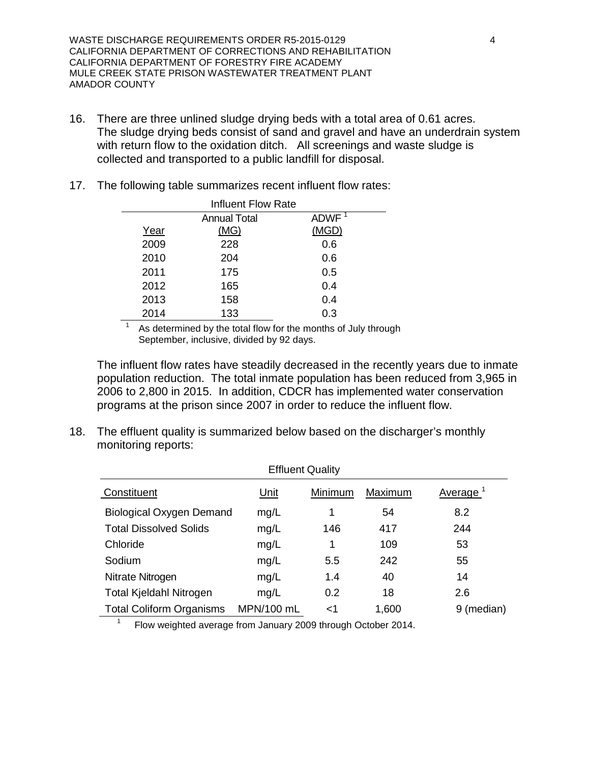16. There are three unlined sludge drying beds with a total area of 0.61 acres. The sludge drying beds consist of sand and gravel and have an underdrain system with return flow to the oxidation ditch. All screenings and waste sludge is collected and transported to a public landfill for disposal.

17. The following table summarizes recent influent flow rates:

Influent Flow Rate

| Year | Annual Total (MG) | ADWF [1] (MGD) |
|---|---|---|
| 2009 | 228 | 0.6 |
| 2010 | 204 | 0.6 |
| 2011 | 175 | 0.5 |
| 2012 | 165 | 0.4 |
| 2013 | 158 | 0.4 |
| 2014 | 133 | 0.3 |

[1] As determined by the total flow for the months of July through September, inclusive, divided by 92 days.

The influent flow rates have steadily decreased in the recently years due to inmate population reduction. The total inmate population has been reduced from 3,965 in 2006 to 2,800 in 2015. In addition, CDCR has implemented water conservation programs at the prison since 2007 in order to reduce the influent flow.

18. The effluent quality is summarized below based on the discharger's monthly monitoring reports:

Effluent Quality

| Constituent | Unit | Minimum | Maximum | Average [1] |
|---|---|---|---|---|
| Biological Oxygen Demand | mg/L | 1 | 54 | 8.2 |
| Total Dissolved Solids | mg/L | 146 | 417 | 244 |
| Chloride | mg/L | 1 | 109 | 53 |
| Sodium | mg/L | 5.5 | 242 | 55 |
| Nitrate Nitrogen | mg/L | 1.4 | 40 | 14 |
| Total Kjeldahl Nitrogen | mg/L | 0.2 | 18 | 2.6 |
| Total Coliform Organisms | MPN/100 mL | <1 | 1,600 | 9 (median) |

[1] Flow weighted average from January 2009 through October 2014.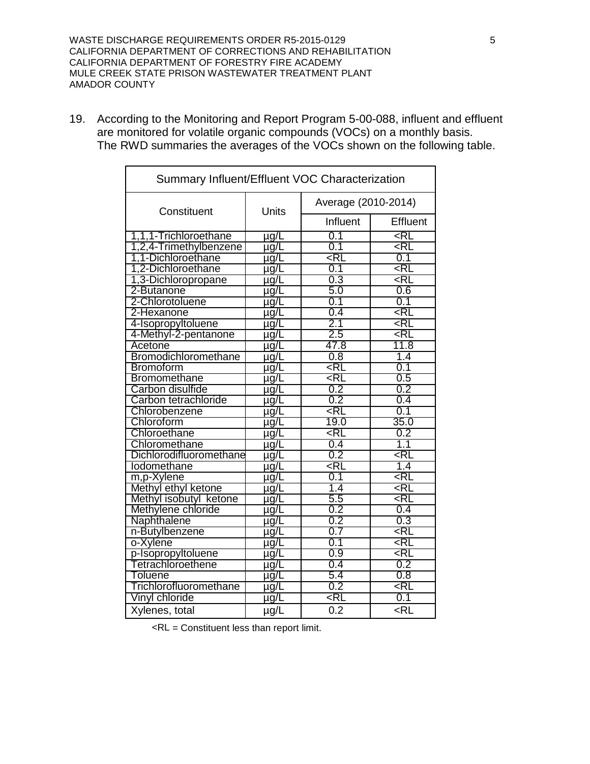19. According to the Monitoring and Report Program 5-00-088, influent and effluent are monitored for volatile organic compounds (VOCs) on a monthly basis. The RWD summaries the averages of the VOCs shown on the following table.

| Summary Influent/Effluent VOC Characterization | | | |
|---|---|---|---|
| Constituent | Units | Average (2010-2014) | |
| | | Influent | Effluent |
| 1,1,1-Trichloroethane | µg/L | 0.1 | <RL |
| 1,2,4-Trimethylbenzene | µg/L | 0.1 | <RL |
| 1,1-Dichloroethane | µg/L | <RL | 0.1 |
| 1,2-Dichloroethane | µg/L | 0.1 | <RL |
| 1,3-Dichloropropane | µg/L | 0.3 | <RL |
| 2-Butanone | µg/L | 5.0 | 0.6 |
| 2-Chlorotoluene | µg/L | 0.1 | 0.1 |
| 2-Hexanone | µg/L | 0.4 | <RL |
| 4-Isopropyltoluene | µg/L | 2.1 | <RL |
| 4-Methyl-2-pentanone | µg/L | 2.5 | <RL |
| Acetone | µg/L | 47.8 | 11.8 |
| Bromodichloromethane | µg/L | 0.8 | 1.4 |
| Bromoform | µg/L | <RL | 0.1 |
| Bromomethane | µg/L | <RL | 0.5 |
| Carbon disulfide | µg/L | 0.2 | 0.2 |
| Carbon tetrachloride | µg/L | 0.2 | 0.4 |
| Chlorobenzene | µg/L | <RL | 0.1 |
| Chloroform | µg/L | 19.0 | 35.0 |
| Chloroethane | µg/L | <RL | 0.2 |
| Chloromethane | µg/L | 0.4 | 1.1 |
| Dichlorodifluoromethane | µg/L | 0.2 | <RL |
| Iodomethane | µg/L | <RL | 1.4 |
| m,p-Xylene | µg/L | 0.1 | <RL |
| Methyl ethyl ketone | µg/L | 1.4 | <RL |
| Methyl isobutyl ketone | µg/L | 5.5 | <RL |
| Methylene chloride | µg/L | 0.2 | 0.4 |
| Naphthalene | µg/L | 0.2 | 0.3 |
| n-Butylbenzene | µg/L | 0.7 | <RL |
| o-Xylene | µg/L | 0.1 | <RL |
| p-Isopropyltoluene | µg/L | 0.9 | <RL |
| Tetrachloroethene | µg/L | 0.4 | 0.2 |
| Toluene | µg/L | 5.4 | 0.8 |
| Trichlorofluoromethane | µg/L | 0.2 | <RL |
| Vinyl chloride | µg/L | <RL | 0.1 |
| Xylenes, total | µg/L | 0.2 | <RL |

<RL = Constituent less than report limit.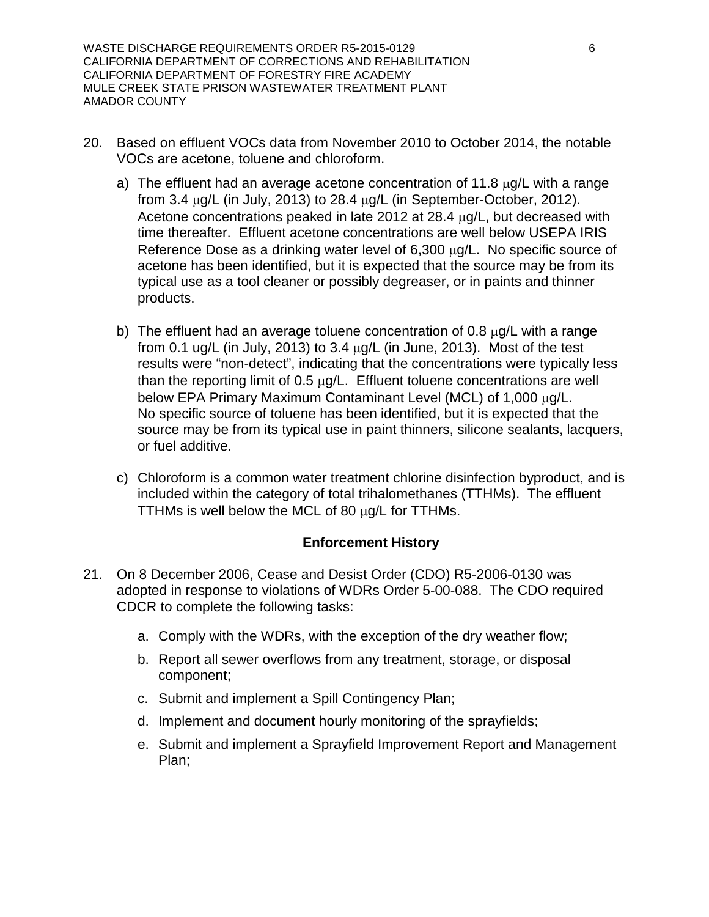20. Based on effluent VOCs data from November 2010 to October 2014, the notable VOCs are acetone, toluene and chloroform.

    a) The effluent had an average acetone concentration of 11.8 μg/L with a range from 3.4 μg/L (in July, 2013) to 28.4 μg/L (in September-October, 2012). Acetone concentrations peaked in late 2012 at 28.4 μg/L, but decreased with time thereafter. Effluent acetone concentrations are well below USEPA IRIS Reference Dose as a drinking water level of 6,300 μg/L. No specific source of acetone has been identified, but it is expected that the source may be from its typical use as a tool cleaner or possibly degreaser, or in paints and thinner products.

    b) The effluent had an average toluene concentration of 0.8 μg/L with a range from 0.1 ug/L (in July, 2013) to 3.4 μg/L (in June, 2013). Most of the test results were "non-detect", indicating that the concentrations were typically less than the reporting limit of 0.5 μg/L. Effluent toluene concentrations are well below EPA Primary Maximum Contaminant Level (MCL) of 1,000 μg/L. No specific source of toluene has been identified, but it is expected that the source may be from its typical use in paint thinners, silicone sealants, lacquers, or fuel additive.

    c) Chloroform is a common water treatment chlorine disinfection byproduct, and is included within the category of total trihalomethanes (TTHMs). The effluent TTHMs is well below the MCL of 80 μg/L for TTHMs.

### Enforcement History

21. On 8 December 2006, Cease and Desist Order (CDO) R5-2006-0130 was adopted in response to violations of WDRs Order 5-00-088. The CDO required CDCR to complete the following tasks:

    a. Comply with the WDRs, with the exception of the dry weather flow;

    b. Report all sewer overflows from any treatment, storage, or disposal component;

    c. Submit and implement a Spill Contingency Plan;

    d. Implement and document hourly monitoring of the sprayfields;

    e. Submit and implement a Sprayfield Improvement Report and Management Plan;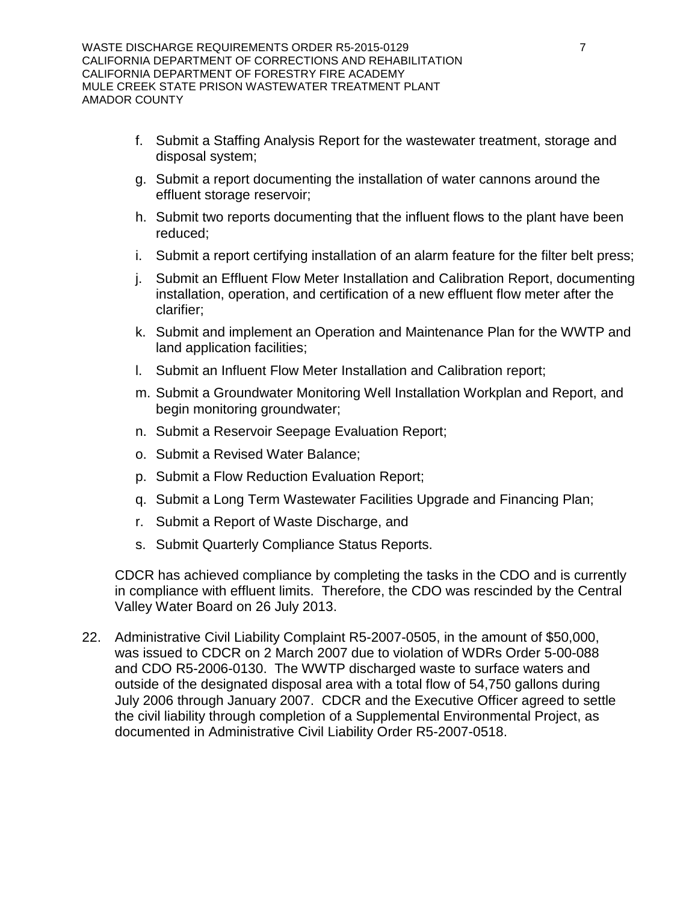f. Submit a Staffing Analysis Report for the wastewater treatment, storage and disposal system;

g. Submit a report documenting the installation of water cannons around the effluent storage reservoir;

h. Submit two reports documenting that the influent flows to the plant have been reduced;

i. Submit a report certifying installation of an alarm feature for the filter belt press;

j. Submit an Effluent Flow Meter Installation and Calibration Report, documenting installation, operation, and certification of a new effluent flow meter after the clarifier;

k. Submit and implement an Operation and Maintenance Plan for the WWTP and land application facilities;

l. Submit an Influent Flow Meter Installation and Calibration report;

m. Submit a Groundwater Monitoring Well Installation Workplan and Report, and begin monitoring groundwater;

n. Submit a Reservoir Seepage Evaluation Report;

o. Submit a Revised Water Balance;

p. Submit a Flow Reduction Evaluation Report;

q. Submit a Long Term Wastewater Facilities Upgrade and Financing Plan;

r. Submit a Report of Waste Discharge, and

s. Submit Quarterly Compliance Status Reports.

CDCR has achieved compliance by completing the tasks in the CDO and is currently in compliance with effluent limits. Therefore, the CDO was rescinded by the Central Valley Water Board on 26 July 2013.

22. Administrative Civil Liability Complaint R5-2007-0505, in the amount of $50,000, was issued to CDCR on 2 March 2007 due to violation of WDRs Order 5-00-088 and CDO R5-2006-0130. The WWTP discharged waste to surface waters and outside of the designated disposal area with a total flow of 54,750 gallons during July 2006 through January 2007. CDCR and the Executive Officer agreed to settle the civil liability through completion of a Supplemental Environmental Project, as documented in Administrative Civil Liability Order R5-2007-0518.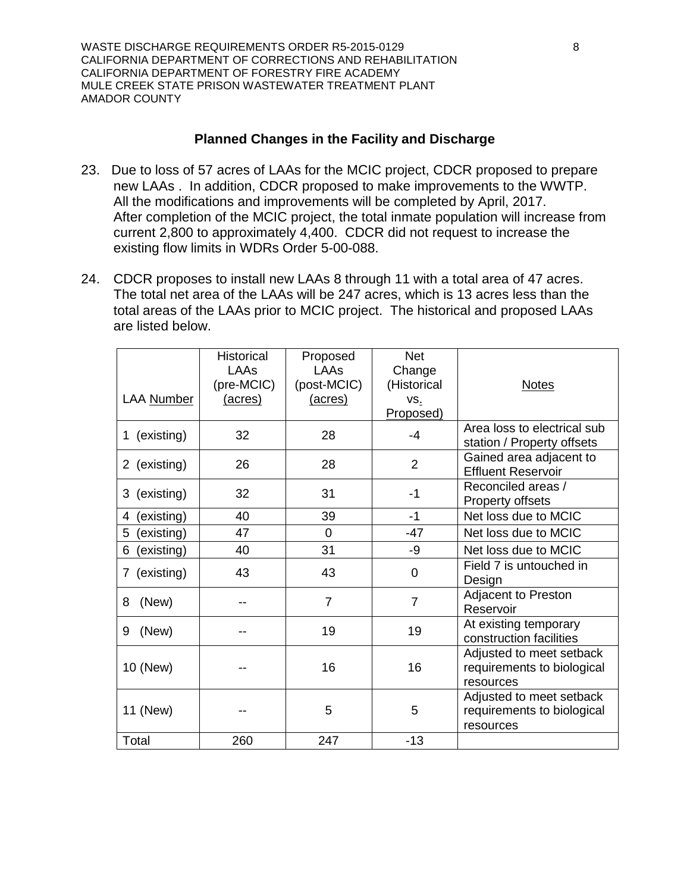## Planned Changes in the Facility and Discharge

23. Due to loss of 57 acres of LAAs for the MCIC project, CDCR proposed to prepare new LAAs . In addition, CDCR proposed to make improvements to the WWTP. All the modifications and improvements will be completed by April, 2017. After completion of the MCIC project, the total inmate population will increase from current 2,800 to approximately 4,400. CDCR did not request to increase the existing flow limits in WDRs Order 5-00-088.

24. CDCR proposes to install new LAAs 8 through 11 with a total area of 47 acres. The total net area of the LAAs will be 247 acres, which is 13 acres less than the total areas of the LAAs prior to MCIC project. The historical and proposed LAAs are listed below.

| LAA Number | Historical LAAs (pre-MCIC) (acres) | Proposed LAAs (post-MCIC) (acres) | Net Change (Historical vs. Proposed) | Notes |
|---|---|---|---|---|
| 1 (existing) | 32 | 28 | -4 | Area loss to electrical sub station / Property offsets |
| 2 (existing) | 26 | 28 | 2 | Gained area adjacent to Effluent Reservoir |
| 3 (existing) | 32 | 31 | -1 | Reconciled areas / Property offsets |
| 4 (existing) | 40 | 39 | -1 | Net loss due to MCIC |
| 5 (existing) | 47 | 0 | -47 | Net loss due to MCIC |
| 6 (existing) | 40 | 31 | -9 | Net loss due to MCIC |
| 7 (existing) | 43 | 43 | 0 | Field 7 is untouched in Design |
| 8 (New) | -- | 7 | 7 | Adjacent to Preston Reservoir |
| 9 (New) | -- | 19 | 19 | At existing temporary construction facilities |
| 10 (New) | -- | 16 | 16 | Adjusted to meet setback requirements to biological resources |
| 11 (New) | -- | 5 | 5 | Adjusted to meet setback requirements to biological resources |
| Total | 260 | 247 | -13 | |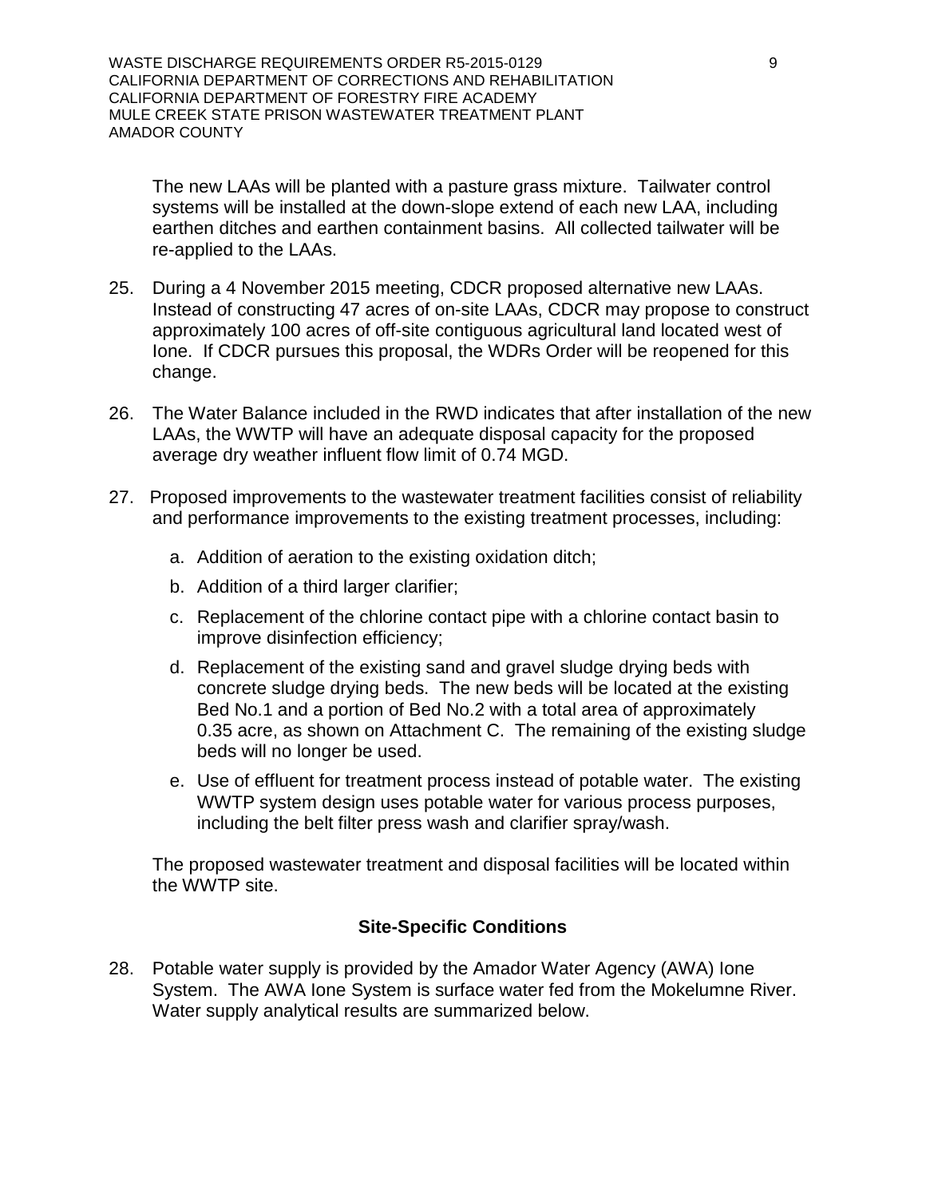The new LAAs will be planted with a pasture grass mixture. Tailwater control systems will be installed at the down-slope extend of each new LAA, including earthen ditches and earthen containment basins. All collected tailwater will be re-applied to the LAAs.

25. During a 4 November 2015 meeting, CDCR proposed alternative new LAAs. Instead of constructing 47 acres of on-site LAAs, CDCR may propose to construct approximately 100 acres of off-site contiguous agricultural land located west of Ione. If CDCR pursues this proposal, the WDRs Order will be reopened for this change.

26. The Water Balance included in the RWD indicates that after installation of the new LAAs, the WWTP will have an adequate disposal capacity for the proposed average dry weather influent flow limit of 0.74 MGD.

27. Proposed improvements to the wastewater treatment facilities consist of reliability and performance improvements to the existing treatment processes, including:

    a. Addition of aeration to the existing oxidation ditch;

    b. Addition of a third larger clarifier;

    c. Replacement of the chlorine contact pipe with a chlorine contact basin to improve disinfection efficiency;

    d. Replacement of the existing sand and gravel sludge drying beds with concrete sludge drying beds. The new beds will be located at the existing Bed No.1 and a portion of Bed No.2 with a total area of approximately 0.35 acre, as shown on Attachment C. The remaining of the existing sludge beds will no longer be used.

    e. Use of effluent for treatment process instead of potable water. The existing WWTP system design uses potable water for various process purposes, including the belt filter press wash and clarifier spray/wash.

    The proposed wastewater treatment and disposal facilities will be located within the WWTP site.

### Site-Specific Conditions

28. Potable water supply is provided by the Amador Water Agency (AWA) Ione System. The AWA Ione System is surface water fed from the Mokelumne River. Water supply analytical results are summarized below.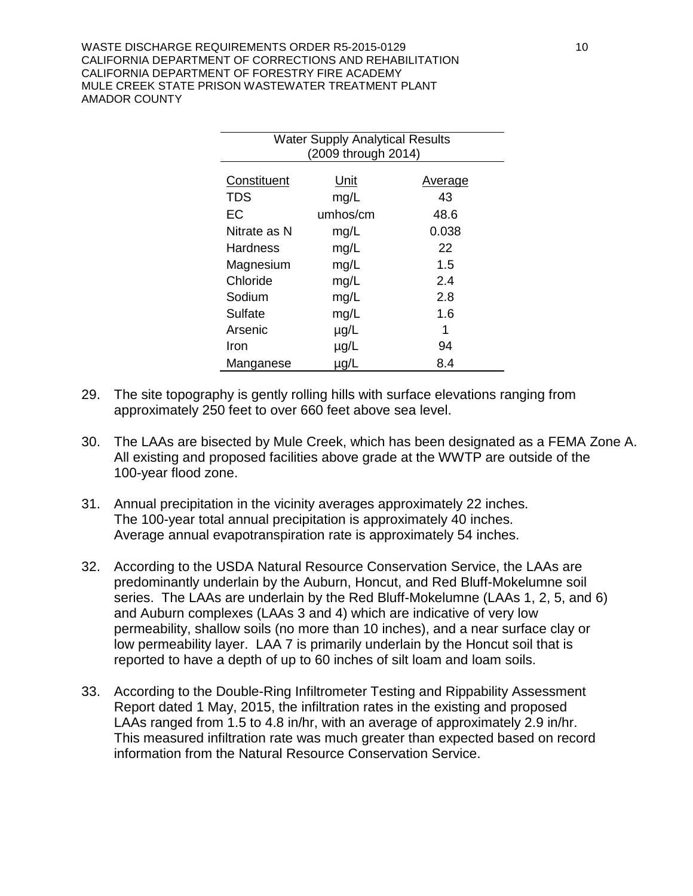| Water Supply Analytical Results (2009 through 2014) | | |
|---|---|---|
| Constituent | Unit | Average |
| TDS | mg/L | 43 |
| EC | umhos/cm | 48.6 |
| Nitrate as N | mg/L | 0.038 |
| Hardness | mg/L | 22 |
| Magnesium | mg/L | 1.5 |
| Chloride | mg/L | 2.4 |
| Sodium | mg/L | 2.8 |
| Sulfate | mg/L | 1.6 |
| Arsenic | µg/L | 1 |
| Iron | µg/L | 94 |
| Manganese | µg/L | 8.4 |

29. The site topography is gently rolling hills with surface elevations ranging from approximately 250 feet to over 660 feet above sea level.

30. The LAAs are bisected by Mule Creek, which has been designated as a FEMA Zone A. All existing and proposed facilities above grade at the WWTP are outside of the 100-year flood zone.

31. Annual precipitation in the vicinity averages approximately 22 inches. The 100-year total annual precipitation is approximately 40 inches. Average annual evapotranspiration rate is approximately 54 inches.

32. According to the USDA Natural Resource Conservation Service, the LAAs are predominantly underlain by the Auburn, Honcut, and Red Bluff-Mokelumne soil series. The LAAs are underlain by the Red Bluff-Mokelumne (LAAs 1, 2, 5, and 6) and Auburn complexes (LAAs 3 and 4) which are indicative of very low permeability, shallow soils (no more than 10 inches), and a near surface clay or low permeability layer. LAA 7 is primarily underlain by the Honcut soil that is reported to have a depth of up to 60 inches of silt loam and loam soils.

33. According to the Double-Ring Infiltrometer Testing and Rippability Assessment Report dated 1 May, 2015, the infiltration rates in the existing and proposed LAAs ranged from 1.5 to 4.8 in/hr, with an average of approximately 2.9 in/hr. This measured infiltration rate was much greater than expected based on record information from the Natural Resource Conservation Service.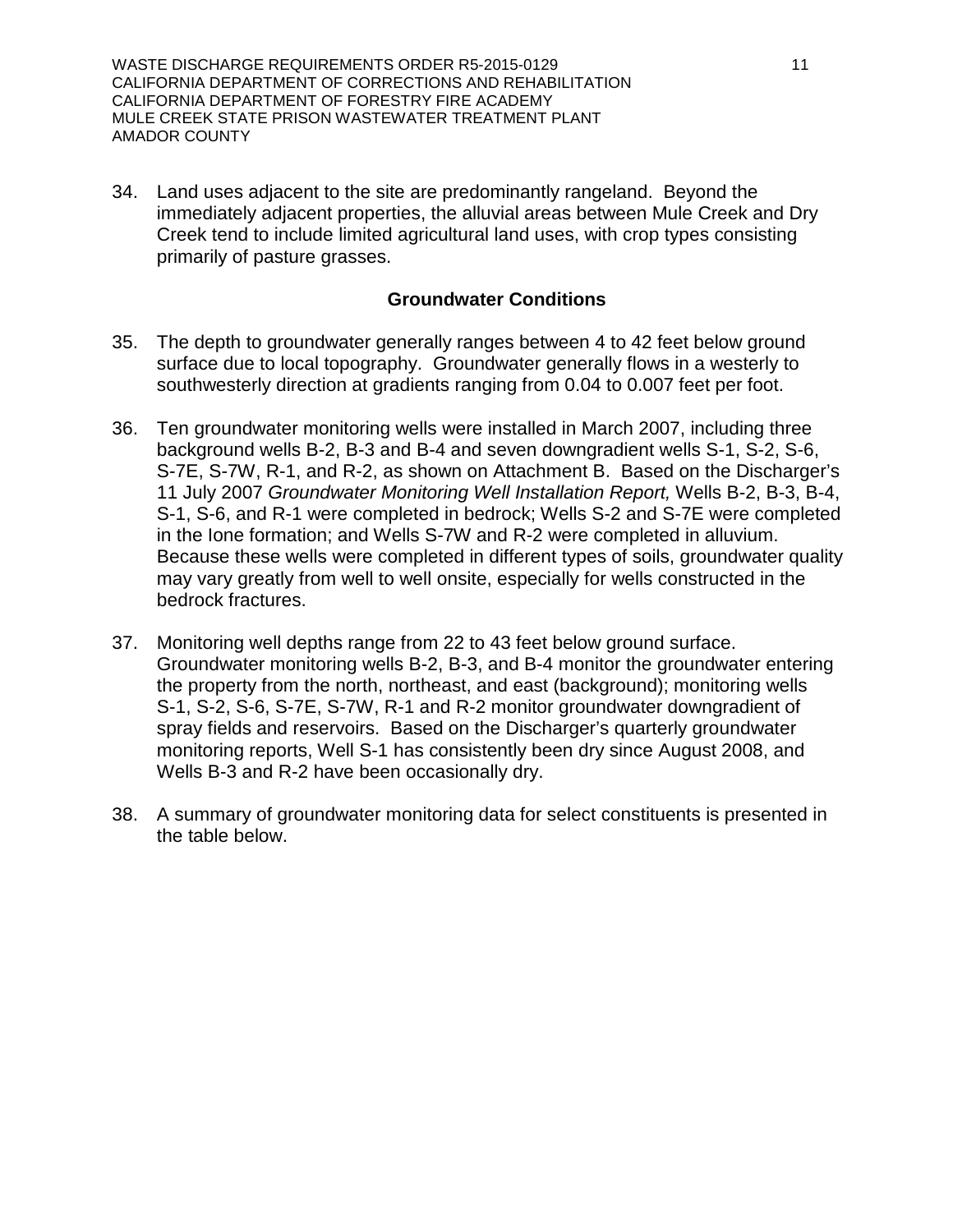34. Land uses adjacent to the site are predominantly rangeland. Beyond the immediately adjacent properties, the alluvial areas between Mule Creek and Dry Creek tend to include limited agricultural land uses, with crop types consisting primarily of pasture grasses.

### Groundwater Conditions

35. The depth to groundwater generally ranges between 4 to 42 feet below ground surface due to local topography. Groundwater generally flows in a westerly to southwesterly direction at gradients ranging from 0.04 to 0.007 feet per foot.

36. Ten groundwater monitoring wells were installed in March 2007, including three background wells B-2, B-3 and B-4 and seven downgradient wells S-1, S-2, S-6, S-7E, S-7W, R-1, and R-2, as shown on Attachment B. Based on the Discharger's 11 July 2007 *Groundwater Monitoring Well Installation Report,* Wells B-2, B-3, B-4, S-1, S-6, and R-1 were completed in bedrock; Wells S-2 and S-7E were completed in the Ione formation; and Wells S-7W and R-2 were completed in alluvium. Because these wells were completed in different types of soils, groundwater quality may vary greatly from well to well onsite, especially for wells constructed in the bedrock fractures.

37. Monitoring well depths range from 22 to 43 feet below ground surface. Groundwater monitoring wells B-2, B-3, and B-4 monitor the groundwater entering the property from the north, northeast, and east (background); monitoring wells S-1, S-2, S-6, S-7E, S-7W, R-1 and R-2 monitor groundwater downgradient of spray fields and reservoirs. Based on the Discharger's quarterly groundwater monitoring reports, Well S-1 has consistently been dry since August 2008, and Wells B-3 and R-2 have been occasionally dry.

38. A summary of groundwater monitoring data for select constituents is presented in the table below.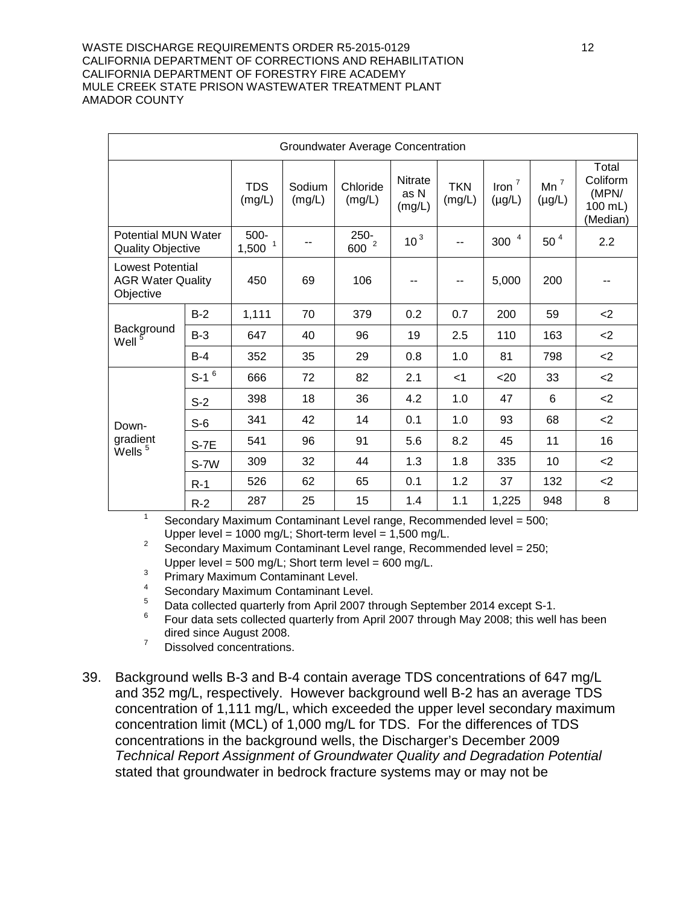| Groundwater Average Concentration | | | | | | | | | | |
|---|---|---|---|---|---|---|---|---|---|---|
| | | TDS (mg/L) | Sodium (mg/L) | Chloride (mg/L) | Nitrate as N (mg/L) | TKN (mg/L) | Iron [7] (µg/L) | Mn [7] (µg/L) | Total Coliform (MPN/ 100 mL) (Median) |
| Potential MUN Water Quality Objective | | 500-1,500 [1] | -- | 250-600 [2] | 10 [3] | -- | 300 [4] | 50 [4] | 2.2 |
| Lowest Potential AGR Water Quality Objective | | 450 | 69 | 106 | -- | -- | 5,000 | 200 | -- |
| Background Well [5] | B-2 | 1,111 | 70 | 379 | 0.2 | 0.7 | 200 | 59 | <2 |
| | B-3 | 647 | 40 | 96 | 19 | 2.5 | 110 | 163 | <2 |
| | B-4 | 352 | 35 | 29 | 0.8 | 1.0 | 81 | 798 | <2 |
| Down-gradient Wells [5] | S-1 [6] | 666 | 72 | 82 | 2.1 | <1 | <20 | 33 | <2 |
| | S-2 | 398 | 18 | 36 | 4.2 | 1.0 | 47 | 6 | <2 |
| | S-6 | 341 | 42 | 14 | 0.1 | 1.0 | 93 | 68 | <2 |
| | S-7E | 541 | 96 | 91 | 5.6 | 8.2 | 45 | 11 | 16 |
| | S-7W | 309 | 32 | 44 | 1.3 | 1.8 | 335 | 10 | <2 |
| | R-1 | 526 | 62 | 65 | 0.1 | 1.2 | 37 | 132 | <2 |
| | R-2 | 287 | 25 | 15 | 1.4 | 1.1 | 1,225 | 948 | 8 |

[1] Secondary Maximum Contaminant Level range, Recommended level = 500; Upper level = 1000 mg/L; Short-term level = 1,500 mg/L.

[2] Secondary Maximum Contaminant Level range, Recommended level = 250; Upper level = 500 mg/L; Short term level = 600 mg/L.

[3] Primary Maximum Contaminant Level.

[4] Secondary Maximum Contaminant Level.

[5] Data collected quarterly from April 2007 through September 2014 except S-1.

[6] Four data sets collected quarterly from April 2007 through May 2008; this well has been dired since August 2008.

[7] Dissolved concentrations.

39. Background wells B-3 and B-4 contain average TDS concentrations of 647 mg/L and 352 mg/L, respectively. However background well B-2 has an average TDS concentration of 1,111 mg/L, which exceeded the upper level secondary maximum concentration limit (MCL) of 1,000 mg/L for TDS. For the differences of TDS concentrations in the background wells, the Discharger's December 2009 *Technical Report Assignment of Groundwater Quality and Degradation Potential* stated that groundwater in bedrock fracture systems may or may not be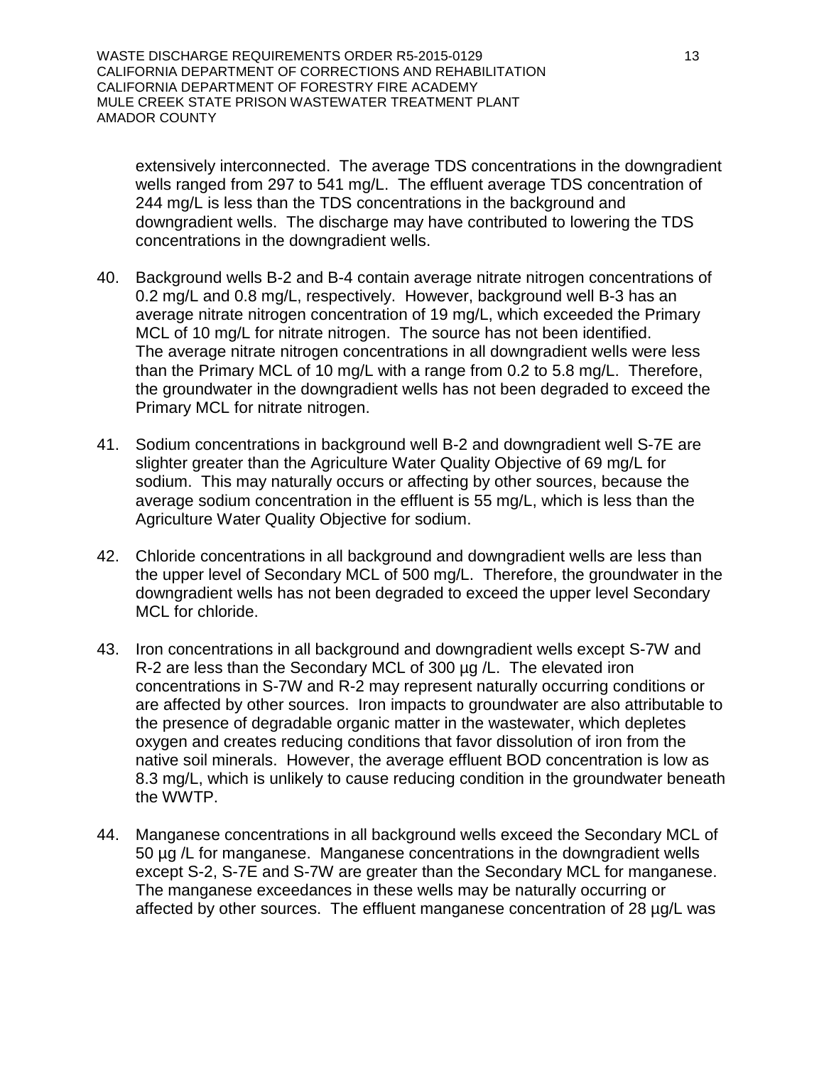extensively interconnected. The average TDS concentrations in the downgradient wells ranged from 297 to 541 mg/L. The effluent average TDS concentration of 244 mg/L is less than the TDS concentrations in the background and downgradient wells. The discharge may have contributed to lowering the TDS concentrations in the downgradient wells.

40. Background wells B-2 and B-4 contain average nitrate nitrogen concentrations of 0.2 mg/L and 0.8 mg/L, respectively. However, background well B-3 has an average nitrate nitrogen concentration of 19 mg/L, which exceeded the Primary MCL of 10 mg/L for nitrate nitrogen. The source has not been identified. The average nitrate nitrogen concentrations in all downgradient wells were less than the Primary MCL of 10 mg/L with a range from 0.2 to 5.8 mg/L. Therefore, the groundwater in the downgradient wells has not been degraded to exceed the Primary MCL for nitrate nitrogen.

41. Sodium concentrations in background well B-2 and downgradient well S-7E are slighter greater than the Agriculture Water Quality Objective of 69 mg/L for sodium. This may naturally occurs or affecting by other sources, because the average sodium concentration in the effluent is 55 mg/L, which is less than the Agriculture Water Quality Objective for sodium.

42. Chloride concentrations in all background and downgradient wells are less than the upper level of Secondary MCL of 500 mg/L. Therefore, the groundwater in the downgradient wells has not been degraded to exceed the upper level Secondary MCL for chloride.

43. Iron concentrations in all background and downgradient wells except S-7W and R-2 are less than the Secondary MCL of 300 µg /L. The elevated iron concentrations in S-7W and R-2 may represent naturally occurring conditions or are affected by other sources. Iron impacts to groundwater are also attributable to the presence of degradable organic matter in the wastewater, which depletes oxygen and creates reducing conditions that favor dissolution of iron from the native soil minerals. However, the average effluent BOD concentration is low as 8.3 mg/L, which is unlikely to cause reducing condition in the groundwater beneath the WWTP.

44. Manganese concentrations in all background wells exceed the Secondary MCL of 50 µg /L for manganese. Manganese concentrations in the downgradient wells except S-2, S-7E and S-7W are greater than the Secondary MCL for manganese. The manganese exceedances in these wells may be naturally occurring or affected by other sources. The effluent manganese concentration of 28 µg/L was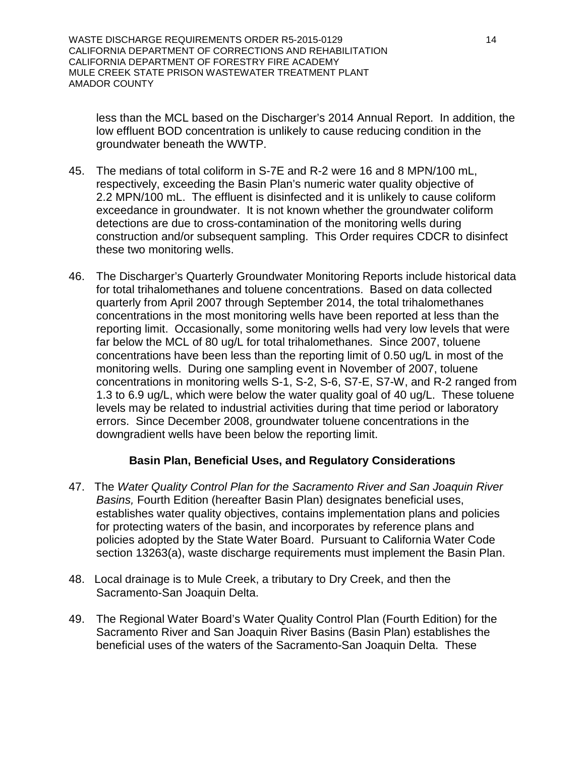less than the MCL based on the Discharger's 2014 Annual Report. In addition, the low effluent BOD concentration is unlikely to cause reducing condition in the groundwater beneath the WWTP.

45. The medians of total coliform in S-7E and R-2 were 16 and 8 MPN/100 mL, respectively, exceeding the Basin Plan's numeric water quality objective of 2.2 MPN/100 mL. The effluent is disinfected and it is unlikely to cause coliform exceedance in groundwater. It is not known whether the groundwater coliform detections are due to cross-contamination of the monitoring wells during construction and/or subsequent sampling. This Order requires CDCR to disinfect these two monitoring wells.

46. The Discharger's Quarterly Groundwater Monitoring Reports include historical data for total trihalomethanes and toluene concentrations. Based on data collected quarterly from April 2007 through September 2014, the total trihalomethanes concentrations in the most monitoring wells have been reported at less than the reporting limit. Occasionally, some monitoring wells had very low levels that were far below the MCL of 80 ug/L for total trihalomethanes. Since 2007, toluene concentrations have been less than the reporting limit of 0.50 ug/L in most of the monitoring wells. During one sampling event in November of 2007, toluene concentrations in monitoring wells S-1, S-2, S-6, S7-E, S7-W, and R-2 ranged from 1.3 to 6.9 ug/L, which were below the water quality goal of 40 ug/L. These toluene levels may be related to industrial activities during that time period or laboratory errors. Since December 2008, groundwater toluene concentrations in the downgradient wells have been below the reporting limit.

## Basin Plan, Beneficial Uses, and Regulatory Considerations

47. The *Water Quality Control Plan for the Sacramento River and San Joaquin River Basins,* Fourth Edition (hereafter Basin Plan) designates beneficial uses, establishes water quality objectives, contains implementation plans and policies for protecting waters of the basin, and incorporates by reference plans and policies adopted by the State Water Board. Pursuant to California Water Code section 13263(a), waste discharge requirements must implement the Basin Plan.

48. Local drainage is to Mule Creek, a tributary to Dry Creek, and then the Sacramento-San Joaquin Delta.

49. The Regional Water Board's Water Quality Control Plan (Fourth Edition) for the Sacramento River and San Joaquin River Basins (Basin Plan) establishes the beneficial uses of the waters of the Sacramento-San Joaquin Delta. These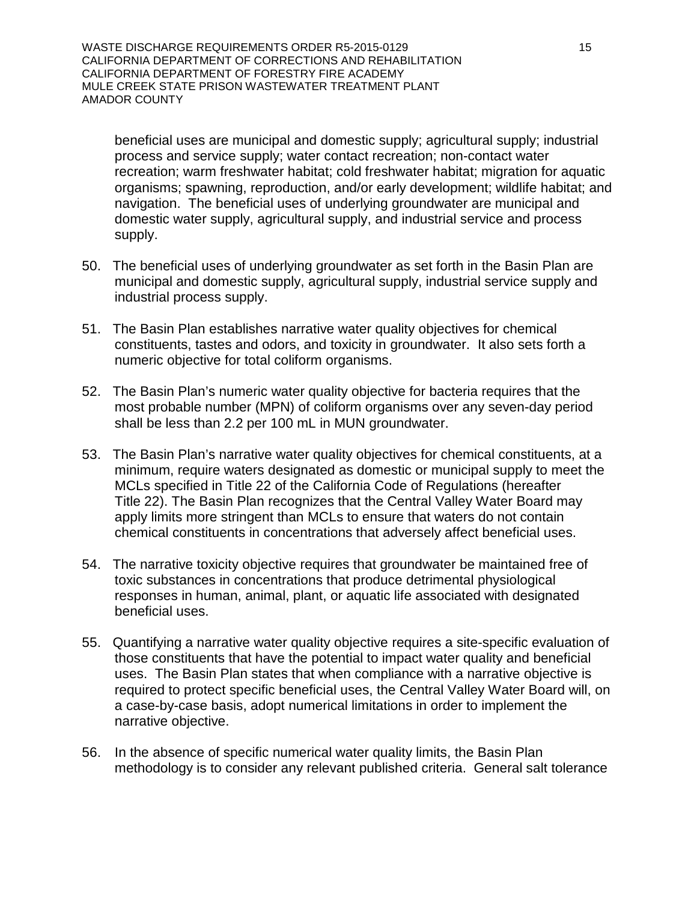beneficial uses are municipal and domestic supply; agricultural supply; industrial process and service supply; water contact recreation; non-contact water recreation; warm freshwater habitat; cold freshwater habitat; migration for aquatic organisms; spawning, reproduction, and/or early development; wildlife habitat; and navigation. The beneficial uses of underlying groundwater are municipal and domestic water supply, agricultural supply, and industrial service and process supply.

50. The beneficial uses of underlying groundwater as set forth in the Basin Plan are municipal and domestic supply, agricultural supply, industrial service supply and industrial process supply.

51. The Basin Plan establishes narrative water quality objectives for chemical constituents, tastes and odors, and toxicity in groundwater. It also sets forth a numeric objective for total coliform organisms.

52. The Basin Plan's numeric water quality objective for bacteria requires that the most probable number (MPN) of coliform organisms over any seven-day period shall be less than 2.2 per 100 mL in MUN groundwater.

53. The Basin Plan's narrative water quality objectives for chemical constituents, at a minimum, require waters designated as domestic or municipal supply to meet the MCLs specified in Title 22 of the California Code of Regulations (hereafter Title 22). The Basin Plan recognizes that the Central Valley Water Board may apply limits more stringent than MCLs to ensure that waters do not contain chemical constituents in concentrations that adversely affect beneficial uses.

54. The narrative toxicity objective requires that groundwater be maintained free of toxic substances in concentrations that produce detrimental physiological responses in human, animal, plant, or aquatic life associated with designated beneficial uses.

55. Quantifying a narrative water quality objective requires a site-specific evaluation of those constituents that have the potential to impact water quality and beneficial uses. The Basin Plan states that when compliance with a narrative objective is required to protect specific beneficial uses, the Central Valley Water Board will, on a case-by-case basis, adopt numerical limitations in order to implement the narrative objective.

56. In the absence of specific numerical water quality limits, the Basin Plan methodology is to consider any relevant published criteria. General salt tolerance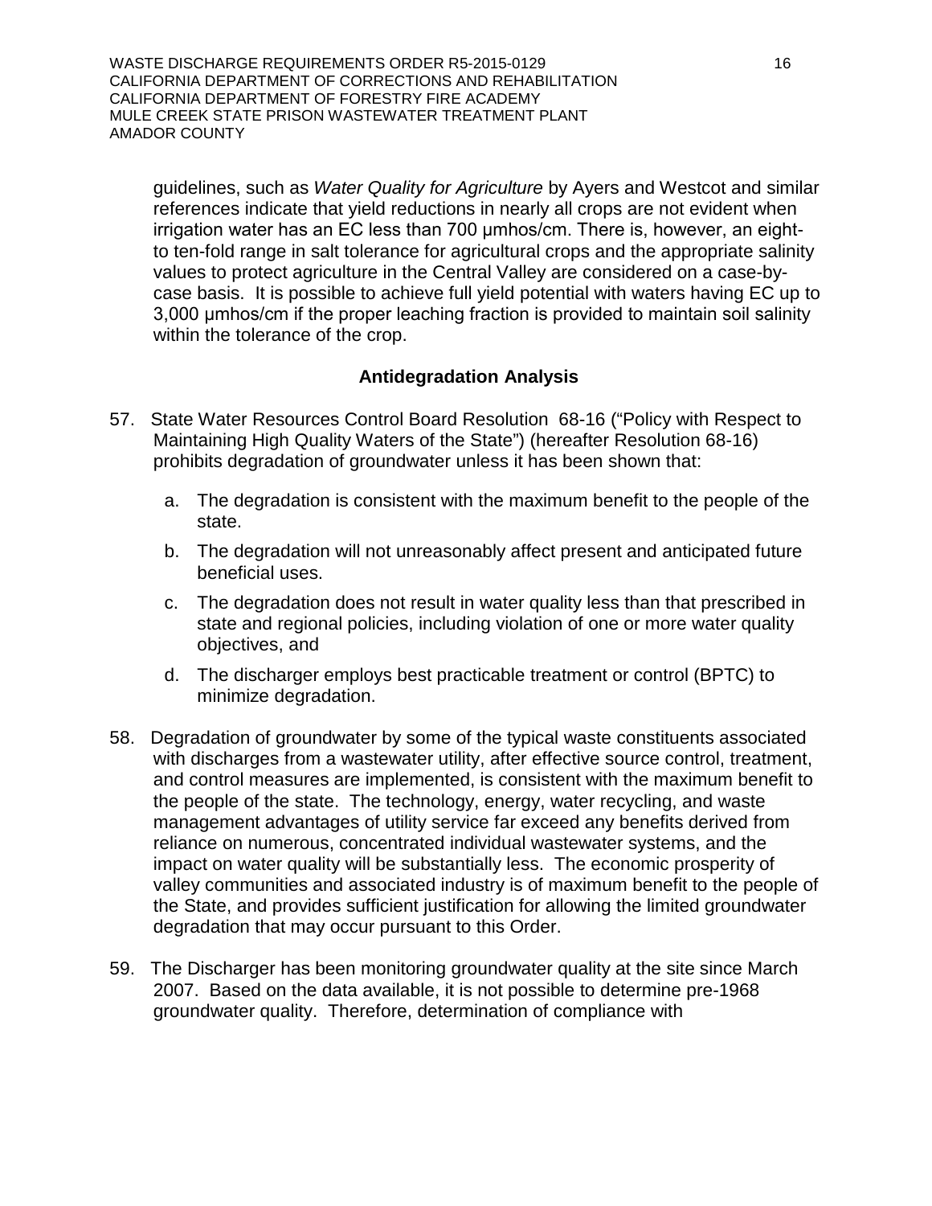guidelines, such as *Water Quality for Agriculture* by Ayers and Westcot and similar references indicate that yield reductions in nearly all crops are not evident when irrigation water has an EC less than 700 µmhos/cm. There is, however, an eight- to ten-fold range in salt tolerance for agricultural crops and the appropriate salinity values to protect agriculture in the Central Valley are considered on a case-by-case basis. It is possible to achieve full yield potential with waters having EC up to 3,000 µmhos/cm if the proper leaching fraction is provided to maintain soil salinity within the tolerance of the crop.

## Antidegradation Analysis

57. State Water Resources Control Board Resolution 68-16 ("Policy with Respect to Maintaining High Quality Waters of the State") (hereafter Resolution 68-16) prohibits degradation of groundwater unless it has been shown that:

    a. The degradation is consistent with the maximum benefit to the people of the state.

    b. The degradation will not unreasonably affect present and anticipated future beneficial uses.

    c. The degradation does not result in water quality less than that prescribed in state and regional policies, including violation of one or more water quality objectives, and

    d. The discharger employs best practicable treatment or control (BPTC) to minimize degradation.

58. Degradation of groundwater by some of the typical waste constituents associated with discharges from a wastewater utility, after effective source control, treatment, and control measures are implemented, is consistent with the maximum benefit to the people of the state. The technology, energy, water recycling, and waste management advantages of utility service far exceed any benefits derived from reliance on numerous, concentrated individual wastewater systems, and the impact on water quality will be substantially less. The economic prosperity of valley communities and associated industry is of maximum benefit to the people of the State, and provides sufficient justification for allowing the limited groundwater degradation that may occur pursuant to this Order.

59. The Discharger has been monitoring groundwater quality at the site since March 2007. Based on the data available, it is not possible to determine pre-1968 groundwater quality. Therefore, determination of compliance with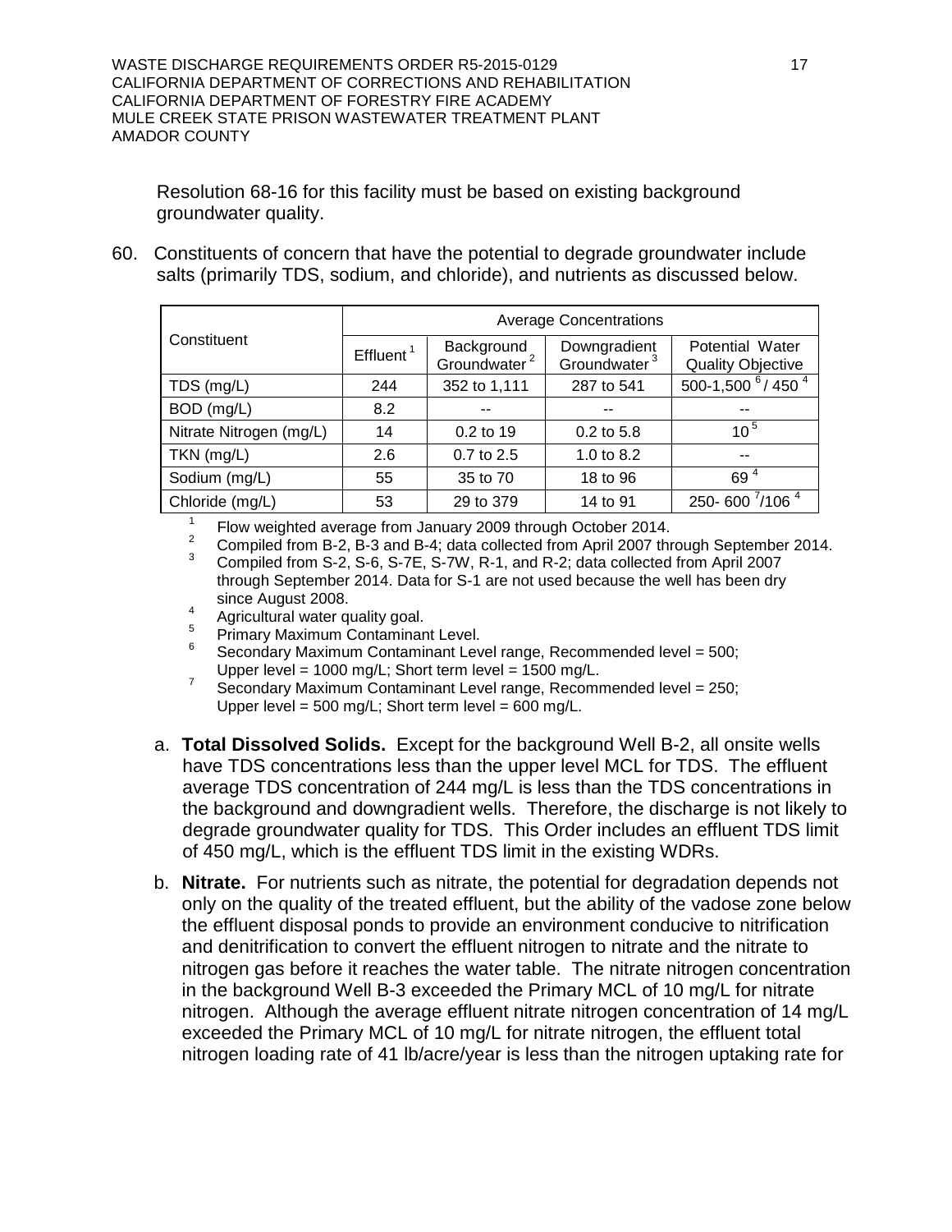Resolution 68-16 for this facility must be based on existing background groundwater quality.

60. Constituents of concern that have the potential to degrade groundwater include salts (primarily TDS, sodium, and chloride), and nutrients as discussed below.

| Constituent | Average Concentrations | | | |
|---|---|---|---|---|
| | Effluent [1] | Background Groundwater [2] | Downgradient Groundwater [3] | Potential Water Quality Objective |
| TDS (mg/L) | 244 | 352 to 1,111 | 287 to 541 | 500-1,500 [6] / 450 [4] |
| BOD (mg/L) | 8.2 | -- | -- | -- |
| Nitrate Nitrogen (mg/L) | 14 | 0.2 to 19 | 0.2 to 5.8 | 10 [5] |
| TKN (mg/L) | 2.6 | 0.7 to 2.5 | 1.0 to 8.2 | -- |
| Sodium (mg/L) | 55 | 35 to 70 | 18 to 96 | 69 [4] |
| Chloride (mg/L) | 53 | 29 to 379 | 14 to 91 | 250- 600 [7]/106 [4] |

[1] Flow weighted average from January 2009 through October 2014.
[2] Compiled from B-2, B-3 and B-4; data collected from April 2007 through September 2014.
[3] Compiled from S-2, S-6, S-7E, S-7W, R-1, and R-2; data collected from April 2007 through September 2014. Data for S-1 are not used because the well has been dry since August 2008.
[4] Agricultural water quality goal.
[5] Primary Maximum Contaminant Level.
[6] Secondary Maximum Contaminant Level range, Recommended level = 500; Upper level = 1000 mg/L; Short term level = 1500 mg/L.
[7] Secondary Maximum Contaminant Level range, Recommended level = 250; Upper level = 500 mg/L; Short term level = 600 mg/L.

a. **Total Dissolved Solids.** Except for the background Well B-2, all onsite wells have TDS concentrations less than the upper level MCL for TDS. The effluent average TDS concentration of 244 mg/L is less than the TDS concentrations in the background and downgradient wells. Therefore, the discharge is not likely to degrade groundwater quality for TDS. This Order includes an effluent TDS limit of 450 mg/L, which is the effluent TDS limit in the existing WDRs.

b. **Nitrate.** For nutrients such as nitrate, the potential for degradation depends not only on the quality of the treated effluent, but the ability of the vadose zone below the effluent disposal ponds to provide an environment conducive to nitrification and denitrification to convert the effluent nitrogen to nitrate and the nitrate to nitrogen gas before it reaches the water table. The nitrate nitrogen concentration in the background Well B-3 exceeded the Primary MCL of 10 mg/L for nitrate nitrogen. Although the average effluent nitrate nitrogen concentration of 14 mg/L exceeded the Primary MCL of 10 mg/L for nitrate nitrogen, the effluent total nitrogen loading rate of 41 lb/acre/year is less than the nitrogen uptaking rate for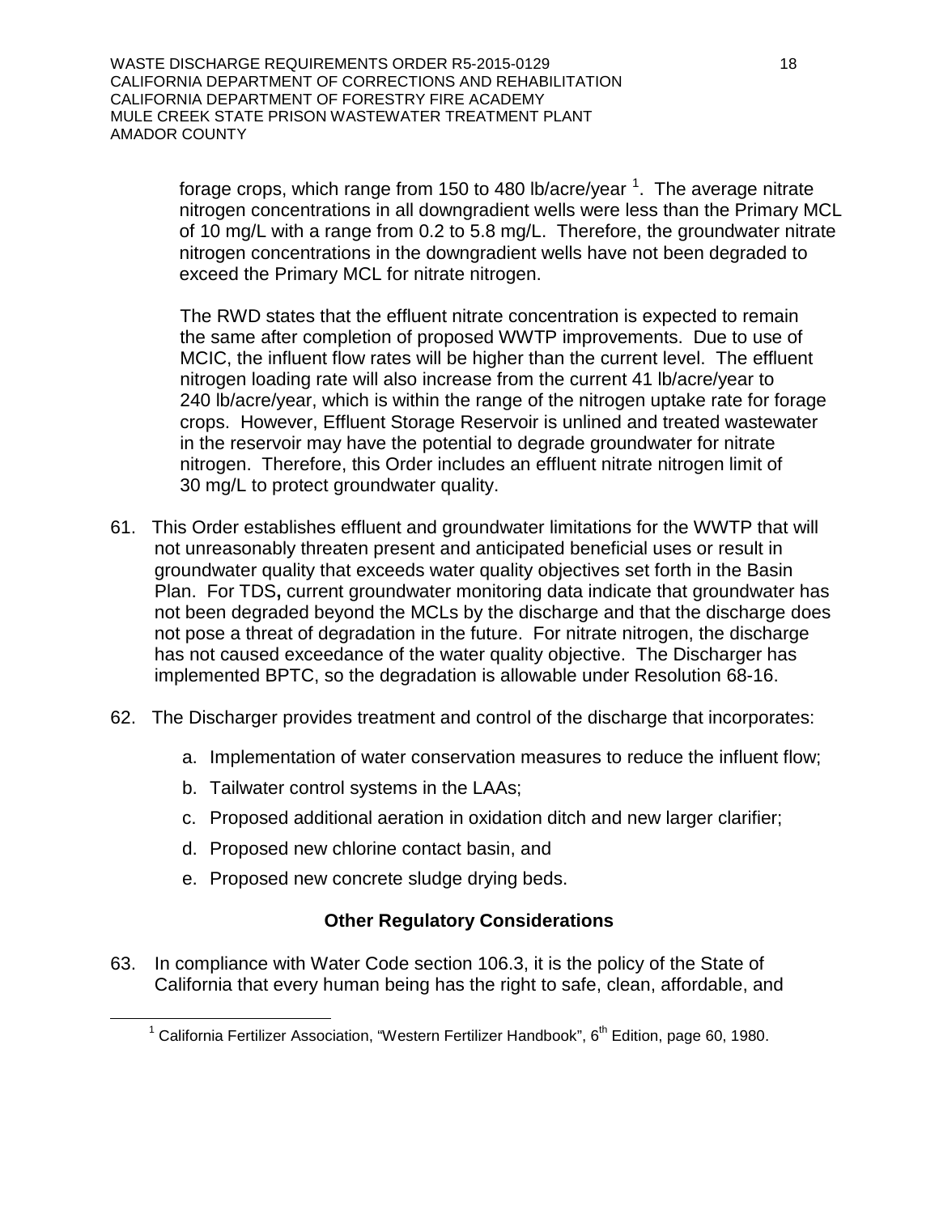forage crops, which range from 150 to 480 lb/acre/year [1]. The average nitrate nitrogen concentrations in all downgradient wells were less than the Primary MCL of 10 mg/L with a range from 0.2 to 5.8 mg/L. Therefore, the groundwater nitrate nitrogen concentrations in the downgradient wells have not been degraded to exceed the Primary MCL for nitrate nitrogen.

The RWD states that the effluent nitrate concentration is expected to remain the same after completion of proposed WWTP improvements. Due to use of MCIC, the influent flow rates will be higher than the current level. The effluent nitrogen loading rate will also increase from the current 41 lb/acre/year to 240 lb/acre/year, which is within the range of the nitrogen uptake rate for forage crops. However, Effluent Storage Reservoir is unlined and treated wastewater in the reservoir may have the potential to degrade groundwater for nitrate nitrogen. Therefore, this Order includes an effluent nitrate nitrogen limit of 30 mg/L to protect groundwater quality.

61. This Order establishes effluent and groundwater limitations for the WWTP that will not unreasonably threaten present and anticipated beneficial uses or result in groundwater quality that exceeds water quality objectives set forth in the Basin Plan. For TDS**,** current groundwater monitoring data indicate that groundwater has not been degraded beyond the MCLs by the discharge and that the discharge does not pose a threat of degradation in the future. For nitrate nitrogen, the discharge has not caused exceedance of the water quality objective. The Discharger has implemented BPTC, so the degradation is allowable under Resolution 68-16.

62. The Discharger provides treatment and control of the discharge that incorporates:

    a. Implementation of water conservation measures to reduce the influent flow;

    b. Tailwater control systems in the LAAs;

    c. Proposed additional aeration in oxidation ditch and new larger clarifier;

    d. Proposed new chlorine contact basin, and

    e. Proposed new concrete sludge drying beds.

## Other Regulatory Considerations

63. In compliance with Water Code section 106.3, it is the policy of the State of California that every human being has the right to safe, clean, affordable, and

[1] California Fertilizer Association, "Western Fertilizer Handbook", 6th Edition, page 60, 1980.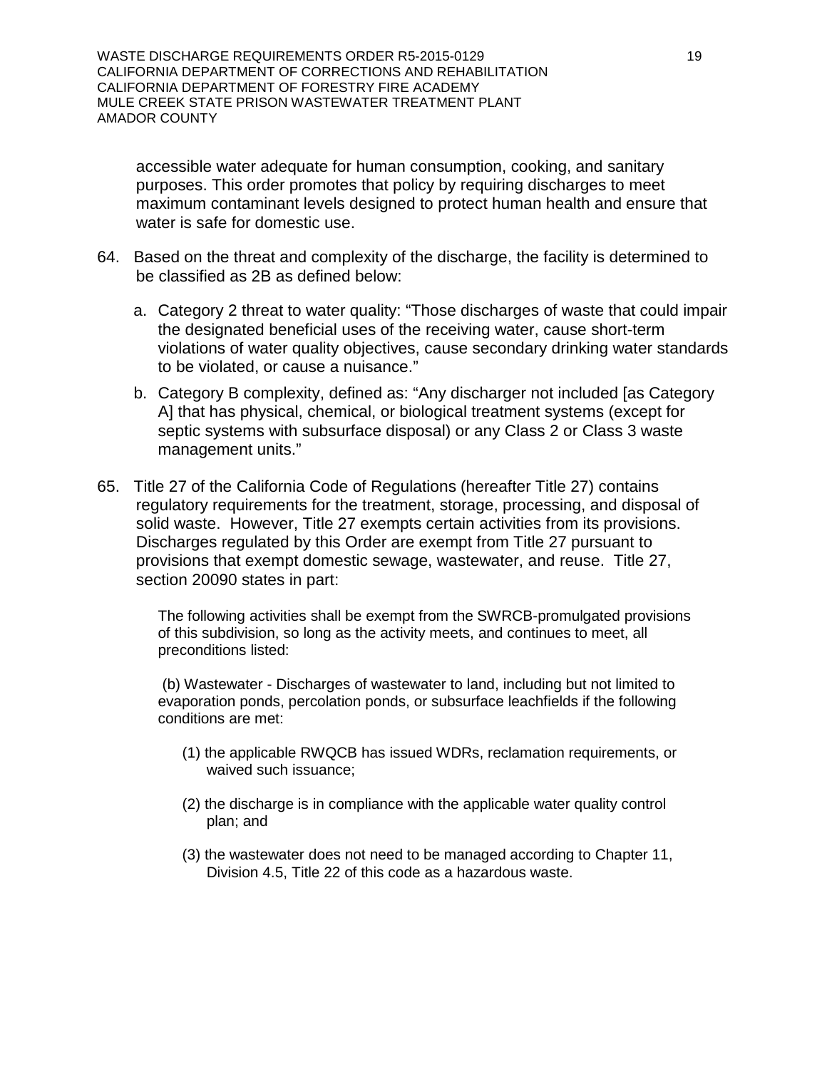accessible water adequate for human consumption, cooking, and sanitary purposes. This order promotes that policy by requiring discharges to meet maximum contaminant levels designed to protect human health and ensure that water is safe for domestic use.

64. Based on the threat and complexity of the discharge, the facility is determined to be classified as 2B as defined below:

    a. Category 2 threat to water quality: "Those discharges of waste that could impair the designated beneficial uses of the receiving water, cause short-term violations of water quality objectives, cause secondary drinking water standards to be violated, or cause a nuisance."

    b. Category B complexity, defined as: "Any discharger not included [as Category A] that has physical, chemical, or biological treatment systems (except for septic systems with subsurface disposal) or any Class 2 or Class 3 waste management units."

65. Title 27 of the California Code of Regulations (hereafter Title 27) contains regulatory requirements for the treatment, storage, processing, and disposal of solid waste. However, Title 27 exempts certain activities from its provisions. Discharges regulated by this Order are exempt from Title 27 pursuant to provisions that exempt domestic sewage, wastewater, and reuse. Title 27, section 20090 states in part:

    > The following activities shall be exempt from the SWRCB-promulgated provisions of this subdivision, so long as the activity meets, and continues to meet, all preconditions listed:
    >
    > (b) Wastewater - Discharges of wastewater to land, including but not limited to evaporation ponds, percolation ponds, or subsurface leachfields if the following conditions are met:
    >
    > (1) the applicable RWQCB has issued WDRs, reclamation requirements, or waived such issuance;
    >
    > (2) the discharge is in compliance with the applicable water quality control plan; and
    >
    > (3) the wastewater does not need to be managed according to Chapter 11, Division 4.5, Title 22 of this code as a hazardous waste.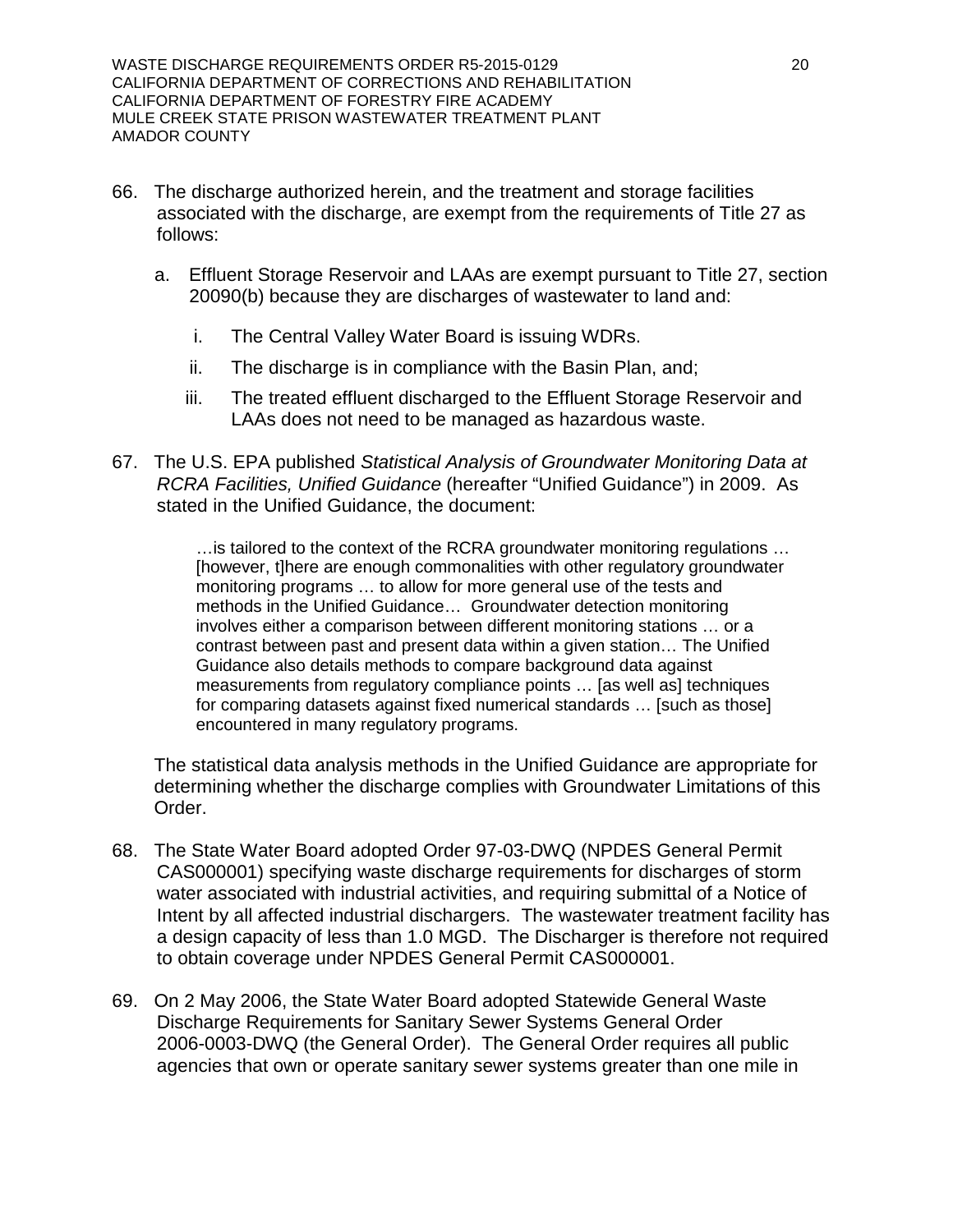66. The discharge authorized herein, and the treatment and storage facilities associated with the discharge, are exempt from the requirements of Title 27 as follows:

    a. Effluent Storage Reservoir and LAAs are exempt pursuant to Title 27, section 20090(b) because they are discharges of wastewater to land and:

        i. The Central Valley Water Board is issuing WDRs.

        ii. The discharge is in compliance with the Basin Plan, and;

        iii. The treated effluent discharged to the Effluent Storage Reservoir and LAAs does not need to be managed as hazardous waste.

67. The U.S. EPA published *Statistical Analysis of Groundwater Monitoring Data at RCRA Facilities, Unified Guidance* (hereafter "Unified Guidance") in 2009. As stated in the Unified Guidance, the document:

    > …is tailored to the context of the RCRA groundwater monitoring regulations … [however, t]here are enough commonalities with other regulatory groundwater monitoring programs … to allow for more general use of the tests and methods in the Unified Guidance… Groundwater detection monitoring involves either a comparison between different monitoring stations … or a contrast between past and present data within a given station… The Unified Guidance also details methods to compare background data against measurements from regulatory compliance points … [as well as] techniques for comparing datasets against fixed numerical standards … [such as those] encountered in many regulatory programs.

    The statistical data analysis methods in the Unified Guidance are appropriate for determining whether the discharge complies with Groundwater Limitations of this Order.

68. The State Water Board adopted Order 97-03-DWQ (NPDES General Permit CAS000001) specifying waste discharge requirements for discharges of storm water associated with industrial activities, and requiring submittal of a Notice of Intent by all affected industrial dischargers. The wastewater treatment facility has a design capacity of less than 1.0 MGD. The Discharger is therefore not required to obtain coverage under NPDES General Permit CAS000001.

69. On 2 May 2006, the State Water Board adopted Statewide General Waste Discharge Requirements for Sanitary Sewer Systems General Order 2006-0003-DWQ (the General Order). The General Order requires all public agencies that own or operate sanitary sewer systems greater than one mile in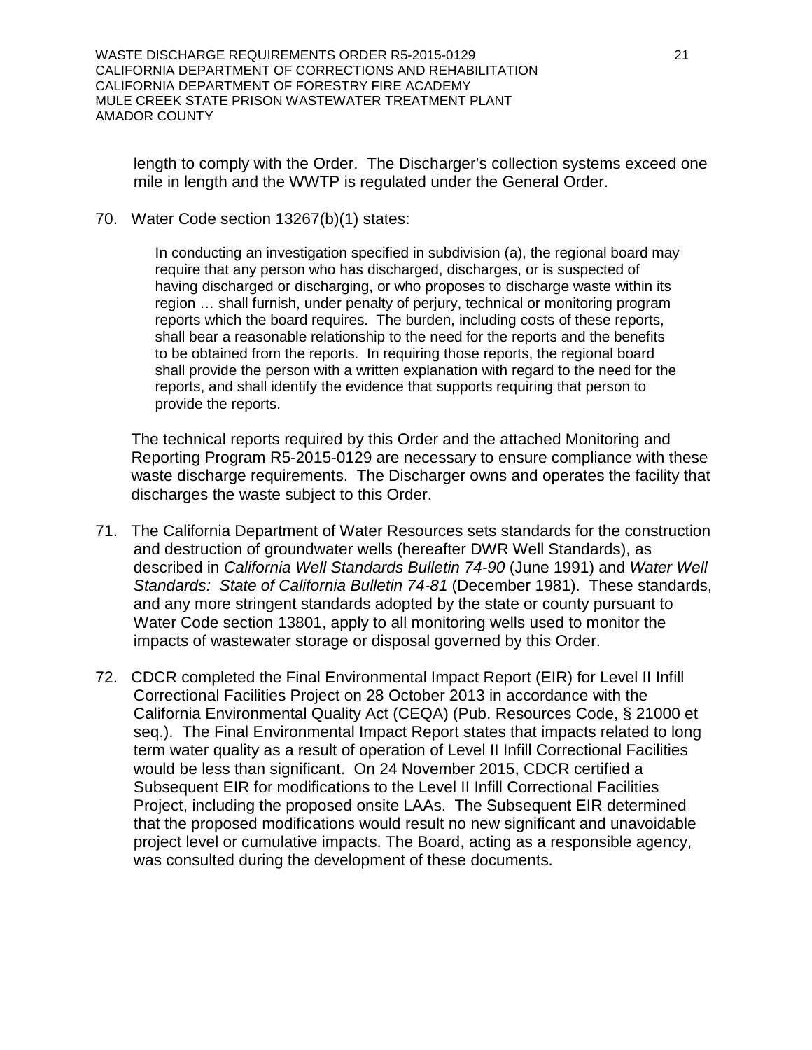length to comply with the Order. The Discharger's collection systems exceed one mile in length and the WWTP is regulated under the General Order.

70. Water Code section 13267(b)(1) states:

> In conducting an investigation specified in subdivision (a), the regional board may require that any person who has discharged, discharges, or is suspected of having discharged or discharging, or who proposes to discharge waste within its region … shall furnish, under penalty of perjury, technical or monitoring program reports which the board requires. The burden, including costs of these reports, shall bear a reasonable relationship to the need for the reports and the benefits to be obtained from the reports. In requiring those reports, the regional board shall provide the person with a written explanation with regard to the need for the reports, and shall identify the evidence that supports requiring that person to provide the reports.

The technical reports required by this Order and the attached Monitoring and Reporting Program R5-2015-0129 are necessary to ensure compliance with these waste discharge requirements. The Discharger owns and operates the facility that discharges the waste subject to this Order.

71. The California Department of Water Resources sets standards for the construction and destruction of groundwater wells (hereafter DWR Well Standards), as described in *California Well Standards Bulletin 74-90* (June 1991) and *Water Well Standards: State of California Bulletin 74-81* (December 1981). These standards, and any more stringent standards adopted by the state or county pursuant to Water Code section 13801, apply to all monitoring wells used to monitor the impacts of wastewater storage or disposal governed by this Order.

72. CDCR completed the Final Environmental Impact Report (EIR) for Level II Infill Correctional Facilities Project on 28 October 2013 in accordance with the California Environmental Quality Act (CEQA) (Pub. Resources Code, § 21000 et seq.). The Final Environmental Impact Report states that impacts related to long term water quality as a result of operation of Level II Infill Correctional Facilities would be less than significant. On 24 November 2015, CDCR certified a Subsequent EIR for modifications to the Level II Infill Correctional Facilities Project, including the proposed onsite LAAs. The Subsequent EIR determined that the proposed modifications would result no new significant and unavoidable project level or cumulative impacts. The Board, acting as a responsible agency, was consulted during the development of these documents.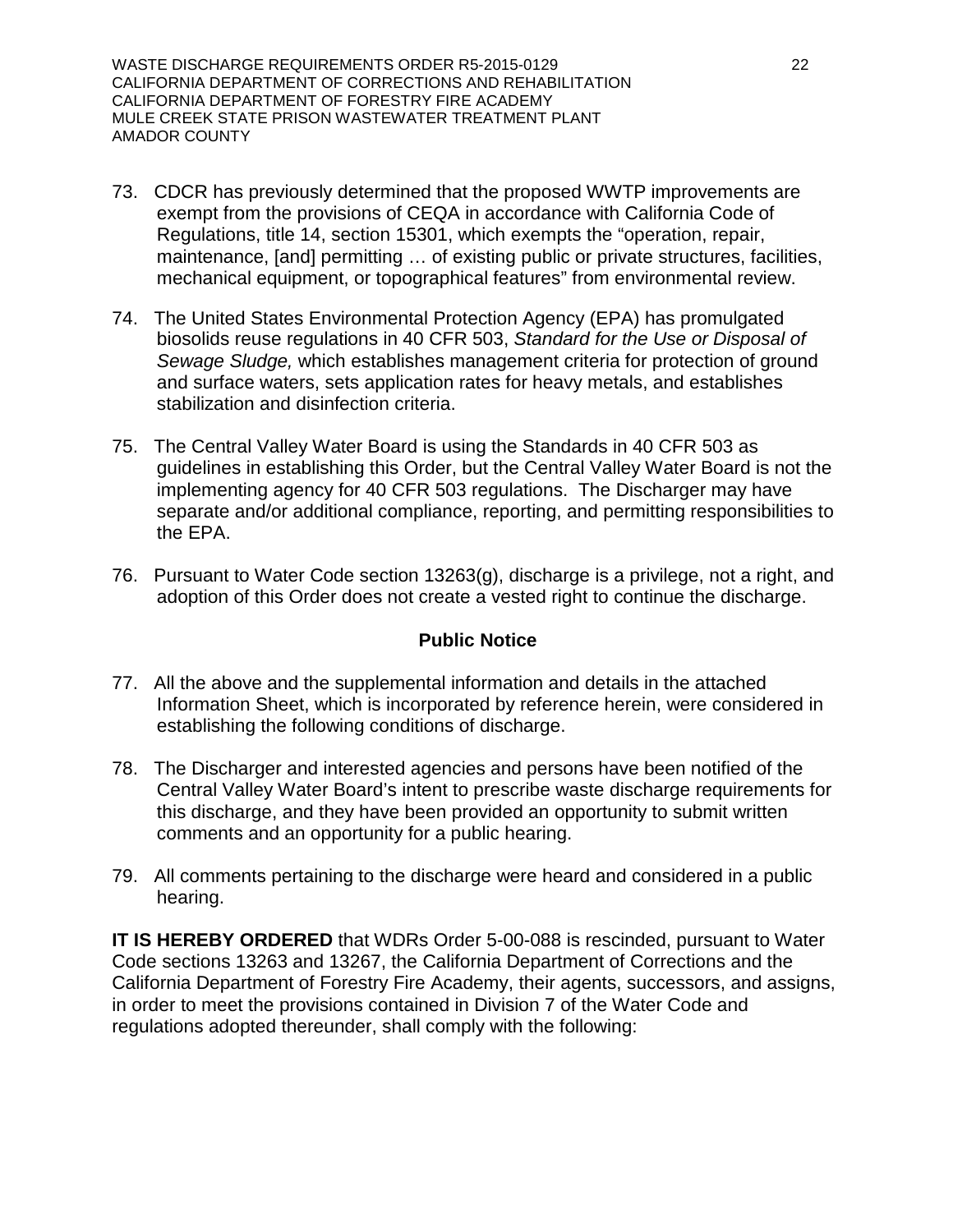73. CDCR has previously determined that the proposed WWTP improvements are exempt from the provisions of CEQA in accordance with California Code of Regulations, title 14, section 15301, which exempts the "operation, repair, maintenance, [and] permitting … of existing public or private structures, facilities, mechanical equipment, or topographical features" from environmental review.

74. The United States Environmental Protection Agency (EPA) has promulgated biosolids reuse regulations in 40 CFR 503, *Standard for the Use or Disposal of Sewage Sludge,* which establishes management criteria for protection of ground and surface waters, sets application rates for heavy metals, and establishes stabilization and disinfection criteria.

75. The Central Valley Water Board is using the Standards in 40 CFR 503 as guidelines in establishing this Order, but the Central Valley Water Board is not the implementing agency for 40 CFR 503 regulations. The Discharger may have separate and/or additional compliance, reporting, and permitting responsibilities to the EPA.

76. Pursuant to Water Code section 13263(g), discharge is a privilege, not a right, and adoption of this Order does not create a vested right to continue the discharge.

## Public Notice

77. All the above and the supplemental information and details in the attached Information Sheet, which is incorporated by reference herein, were considered in establishing the following conditions of discharge.

78. The Discharger and interested agencies and persons have been notified of the Central Valley Water Board's intent to prescribe waste discharge requirements for this discharge, and they have been provided an opportunity to submit written comments and an opportunity for a public hearing.

79. All comments pertaining to the discharge were heard and considered in a public hearing.

**IT IS HEREBY ORDERED** that WDRs Order 5-00-088 is rescinded, pursuant to Water Code sections 13263 and 13267, the California Department of Corrections and the California Department of Forestry Fire Academy, their agents, successors, and assigns, in order to meet the provisions contained in Division 7 of the Water Code and regulations adopted thereunder, shall comply with the following: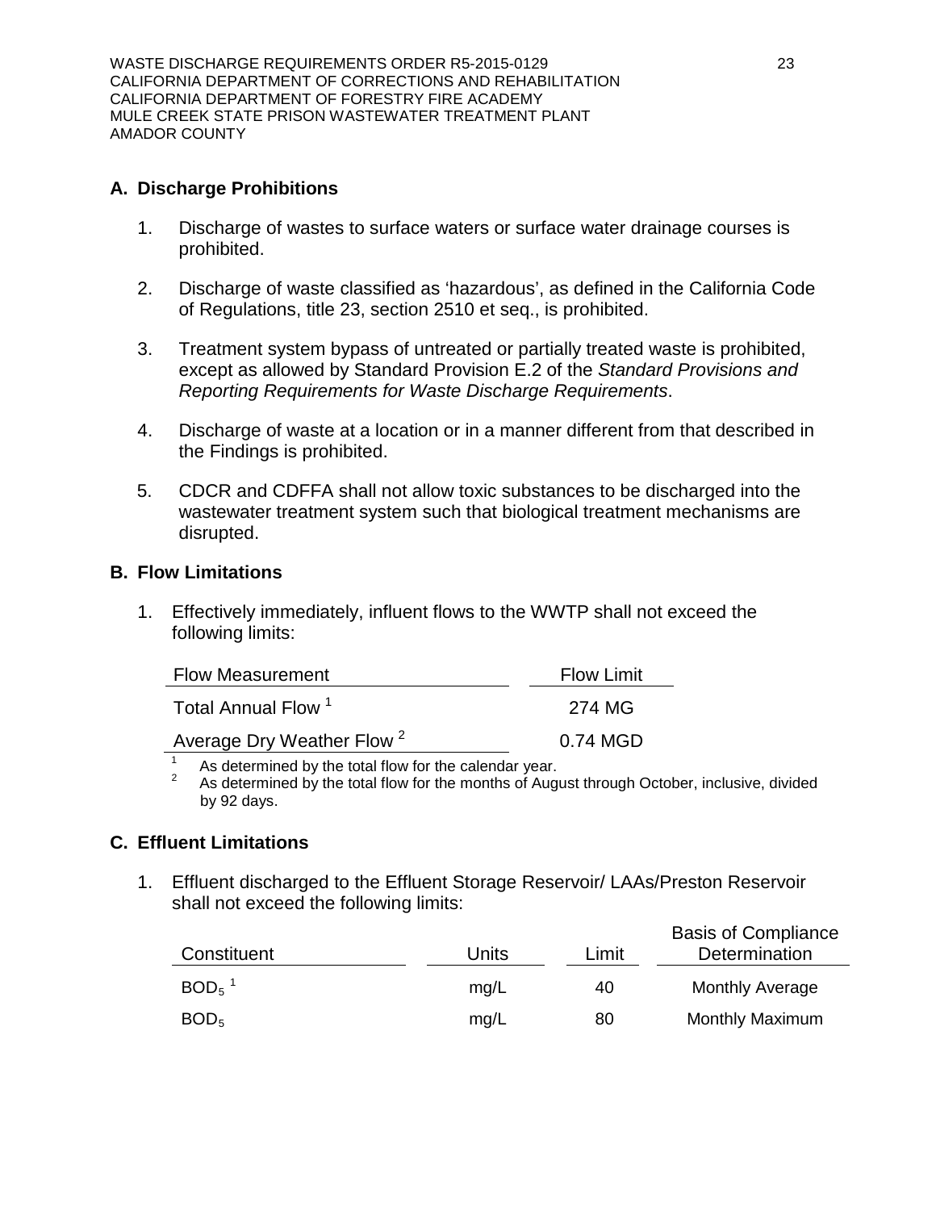## A. Discharge Prohibitions

1. Discharge of wastes to surface waters or surface water drainage courses is prohibited.

2. Discharge of waste classified as 'hazardous', as defined in the California Code of Regulations, title 23, section 2510 et seq., is prohibited.

3. Treatment system bypass of untreated or partially treated waste is prohibited, except as allowed by Standard Provision E.2 of the *Standard Provisions and Reporting Requirements for Waste Discharge Requirements*.

4. Discharge of waste at a location or in a manner different from that described in the Findings is prohibited.

5. CDCR and CDFFA shall not allow toxic substances to be discharged into the wastewater treatment system such that biological treatment mechanisms are disrupted.

## B. Flow Limitations

1. Effectively immediately, influent flows to the WWTP shall not exceed the following limits:

| Flow Measurement | Flow Limit |
|---|---|
| Total Annual Flow [1] | 274 MG |
| Average Dry Weather Flow [2] | 0.74 MGD |

[1] As determined by the total flow for the calendar year.
[2] As determined by the total flow for the months of August through October, inclusive, divided by 92 days.

## C. Effluent Limitations

1. Effluent discharged to the Effluent Storage Reservoir/ LAAs/Preston Reservoir shall not exceed the following limits:

| Constituent | Units | Limit | Basis of Compliance Determination |
|---|---|---|---|
| $BOD_5$ [1] | mg/L | 40 | Monthly Average |
| $BOD_5$ | mg/L | 80 | Monthly Maximum |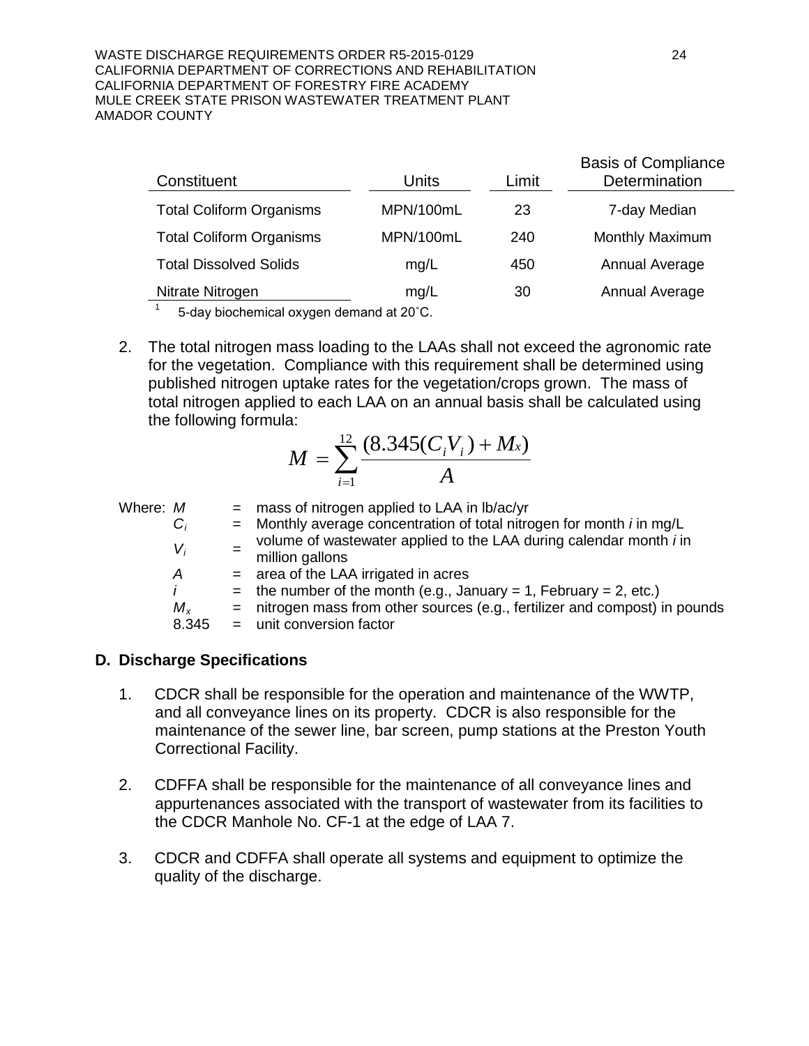| Constituent | Units | Limit | Basis of Compliance Determination |
|---|---|---|---|
| Total Coliform Organisms | MPN/100mL | 23 | 7-day Median |
| Total Coliform Organisms | MPN/100mL | 240 | Monthly Maximum |
| Total Dissolved Solids | mg/L | 450 | Annual Average |
| Nitrate Nitrogen | mg/L | 30 | Annual Average |

[1] 5-day biochemical oxygen demand at 20˚C.

2. The total nitrogen mass loading to the LAAs shall not exceed the agronomic rate for the vegetation. Compliance with this requirement shall be determined using published nitrogen uptake rates for the vegetation/crops grown. The mass of total nitrogen applied to each LAA on an annual basis shall be calculated using the following formula:

$$M = \sum_{i=1}^{12} \frac{(8.345(C_i V_i) + M_x)}{A}$$

Where:
- $M$ = mass of nitrogen applied to LAA in lb/ac/yr
- $C_i$ = Monthly average concentration of total nitrogen for month *i* in mg/L
- $V_i$ = volume of wastewater applied to the LAA during calendar month *i* in million gallons
- $A$ = area of the LAA irrigated in acres
- $i$ = the number of the month (e.g., January = 1, February = 2, etc.)
- $M_x$ = nitrogen mass from other sources (e.g., fertilizer and compost) in pounds
- 8.345 = unit conversion factor

### D. Discharge Specifications

1. CDCR shall be responsible for the operation and maintenance of the WWTP, and all conveyance lines on its property. CDCR is also responsible for the maintenance of the sewer line, bar screen, pump stations at the Preston Youth Correctional Facility.

2. CDFFA shall be responsible for the maintenance of all conveyance lines and appurtenances associated with the transport of wastewater from its facilities to the CDCR Manhole No. CF-1 at the edge of LAA 7.

3. CDCR and CDFFA shall operate all systems and equipment to optimize the quality of the discharge.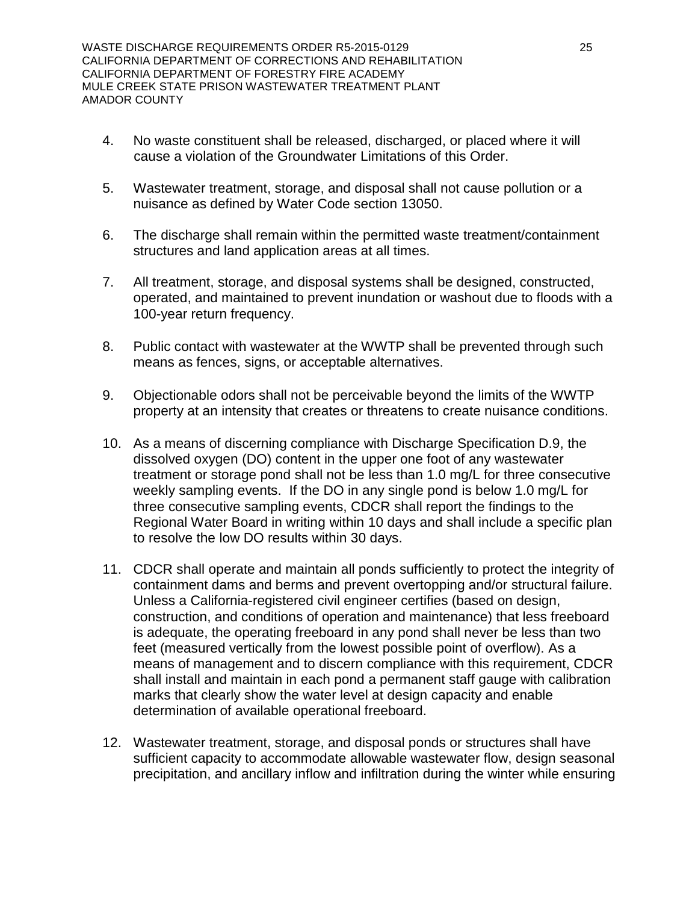4. No waste constituent shall be released, discharged, or placed where it will cause a violation of the Groundwater Limitations of this Order.

5. Wastewater treatment, storage, and disposal shall not cause pollution or a nuisance as defined by Water Code section 13050.

6. The discharge shall remain within the permitted waste treatment/containment structures and land application areas at all times.

7. All treatment, storage, and disposal systems shall be designed, constructed, operated, and maintained to prevent inundation or washout due to floods with a 100-year return frequency.

8. Public contact with wastewater at the WWTP shall be prevented through such means as fences, signs, or acceptable alternatives.

9. Objectionable odors shall not be perceivable beyond the limits of the WWTP property at an intensity that creates or threatens to create nuisance conditions.

10. As a means of discerning compliance with Discharge Specification D.9, the dissolved oxygen (DO) content in the upper one foot of any wastewater treatment or storage pond shall not be less than 1.0 mg/L for three consecutive weekly sampling events. If the DO in any single pond is below 1.0 mg/L for three consecutive sampling events, CDCR shall report the findings to the Regional Water Board in writing within 10 days and shall include a specific plan to resolve the low DO results within 30 days.

11. CDCR shall operate and maintain all ponds sufficiently to protect the integrity of containment dams and berms and prevent overtopping and/or structural failure. Unless a California-registered civil engineer certifies (based on design, construction, and conditions of operation and maintenance) that less freeboard is adequate, the operating freeboard in any pond shall never be less than two feet (measured vertically from the lowest possible point of overflow). As a means of management and to discern compliance with this requirement, CDCR shall install and maintain in each pond a permanent staff gauge with calibration marks that clearly show the water level at design capacity and enable determination of available operational freeboard.

12. Wastewater treatment, storage, and disposal ponds or structures shall have sufficient capacity to accommodate allowable wastewater flow, design seasonal precipitation, and ancillary inflow and infiltration during the winter while ensuring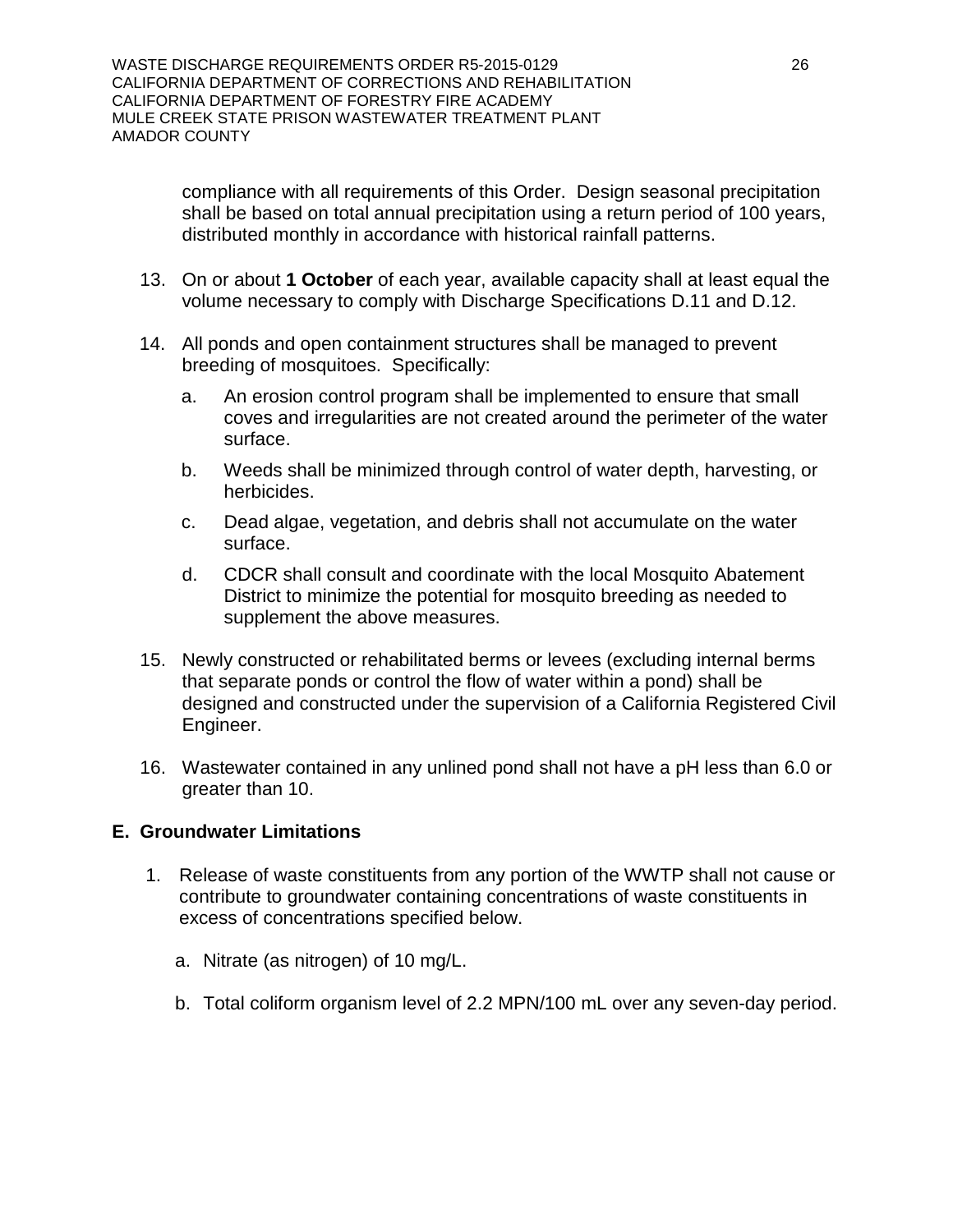compliance with all requirements of this Order. Design seasonal precipitation shall be based on total annual precipitation using a return period of 100 years, distributed monthly in accordance with historical rainfall patterns.

13. On or about **1 October** of each year, available capacity shall at least equal the volume necessary to comply with Discharge Specifications D.11 and D.12.

14. All ponds and open containment structures shall be managed to prevent breeding of mosquitoes. Specifically:

    a. An erosion control program shall be implemented to ensure that small coves and irregularities are not created around the perimeter of the water surface.

    b. Weeds shall be minimized through control of water depth, harvesting, or herbicides.

    c. Dead algae, vegetation, and debris shall not accumulate on the water surface.

    d. CDCR shall consult and coordinate with the local Mosquito Abatement District to minimize the potential for mosquito breeding as needed to supplement the above measures.

15. Newly constructed or rehabilitated berms or levees (excluding internal berms that separate ponds or control the flow of water within a pond) shall be designed and constructed under the supervision of a California Registered Civil Engineer.

16. Wastewater contained in any unlined pond shall not have a pH less than 6.0 or greater than 10.

## E. Groundwater Limitations

1. Release of waste constituents from any portion of the WWTP shall not cause or contribute to groundwater containing concentrations of waste constituents in excess of concentrations specified below.

    a. Nitrate (as nitrogen) of 10 mg/L.

    b. Total coliform organism level of 2.2 MPN/100 mL over any seven-day period.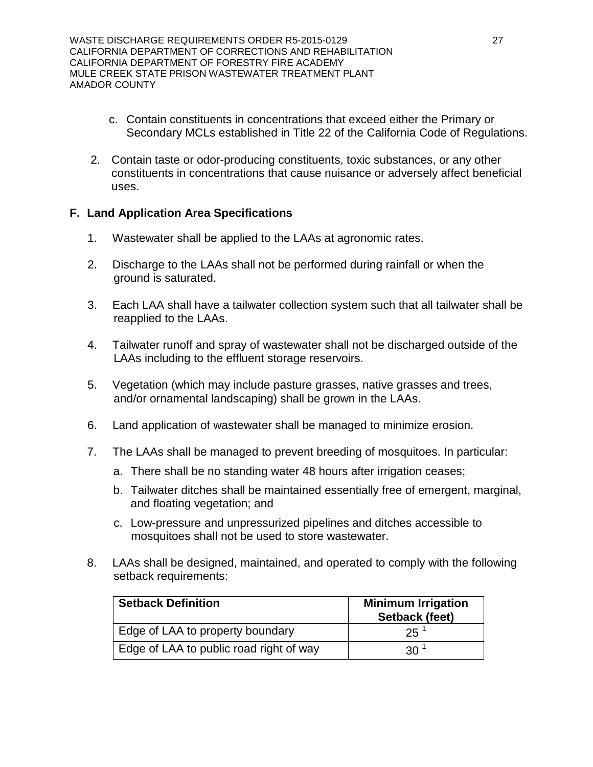c. Contain constituents in concentrations that exceed either the Primary or Secondary MCLs established in Title 22 of the California Code of Regulations.

2. Contain taste or odor-producing constituents, toxic substances, or any other constituents in concentrations that cause nuisance or adversely affect beneficial uses.

**F. Land Application Area Specifications**

1. Wastewater shall be applied to the LAAs at agronomic rates.

2. Discharge to the LAAs shall not be performed during rainfall or when the ground is saturated.

3. Each LAA shall have a tailwater collection system such that all tailwater shall be reapplied to the LAAs.

4. Tailwater runoff and spray of wastewater shall not be discharged outside of the LAAs including to the effluent storage reservoirs.

5. Vegetation (which may include pasture grasses, native grasses and trees, and/or ornamental landscaping) shall be grown in the LAAs.

6. Land application of wastewater shall be managed to minimize erosion.

7. The LAAs shall be managed to prevent breeding of mosquitoes. In particular:

   a. There shall be no standing water 48 hours after irrigation ceases;

   b. Tailwater ditches shall be maintained essentially free of emergent, marginal, and floating vegetation; and

   c. Low-pressure and unpressurized pipelines and ditches accessible to mosquitoes shall not be used to store wastewater.

8. LAAs shall be designed, maintained, and operated to comply with the following setback requirements:

| Setback Definition | Minimum Irrigation Setback (feet) |
|---|---|
| Edge of LAA to property boundary | 25 [1] |
| Edge of LAA to public road right of way | 30 [1] |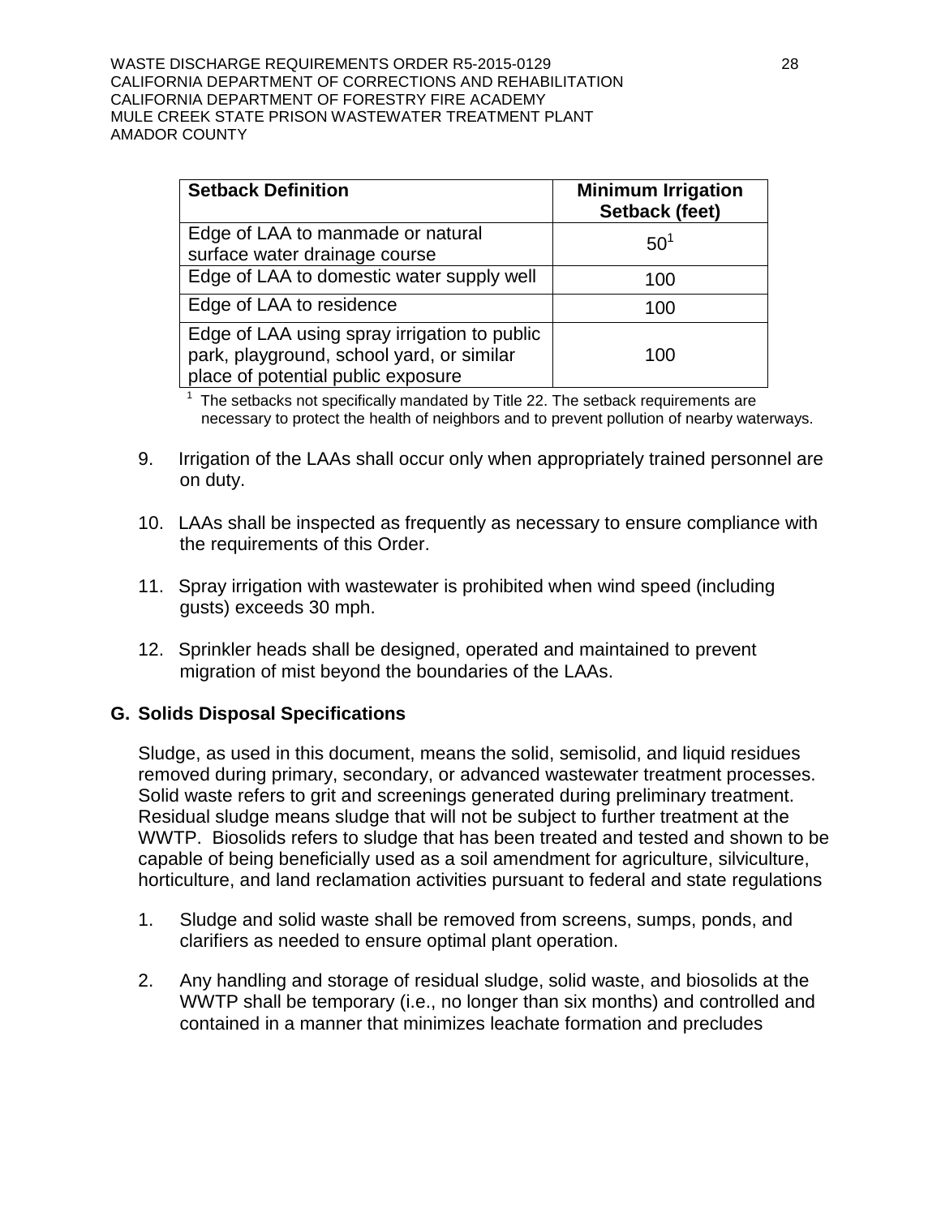| Setback Definition | Minimum Irrigation Setback (feet) |
| --- | --- |
| Edge of LAA to manmade or natural surface water drainage course | 50[1] |
| Edge of LAA to domestic water supply well | 100 |
| Edge of LAA to residence | 100 |
| Edge of LAA using spray irrigation to public park, playground, school yard, or similar place of potential public exposure | 100 |

[1] The setbacks not specifically mandated by Title 22. The setback requirements are necessary to protect the health of neighbors and to prevent pollution of nearby waterways.

9. Irrigation of the LAAs shall occur only when appropriately trained personnel are on duty.

10. LAAs shall be inspected as frequently as necessary to ensure compliance with the requirements of this Order.

11. Spray irrigation with wastewater is prohibited when wind speed (including gusts) exceeds 30 mph.

12. Sprinkler heads shall be designed, operated and maintained to prevent migration of mist beyond the boundaries of the LAAs.

## G. Solids Disposal Specifications

Sludge, as used in this document, means the solid, semisolid, and liquid residues removed during primary, secondary, or advanced wastewater treatment processes. Solid waste refers to grit and screenings generated during preliminary treatment. Residual sludge means sludge that will not be subject to further treatment at the WWTP. Biosolids refers to sludge that has been treated and tested and shown to be capable of being beneficially used as a soil amendment for agriculture, silviculture, horticulture, and land reclamation activities pursuant to federal and state regulations

1. Sludge and solid waste shall be removed from screens, sumps, ponds, and clarifiers as needed to ensure optimal plant operation.

2. Any handling and storage of residual sludge, solid waste, and biosolids at the WWTP shall be temporary (i.e., no longer than six months) and controlled and contained in a manner that minimizes leachate formation and precludes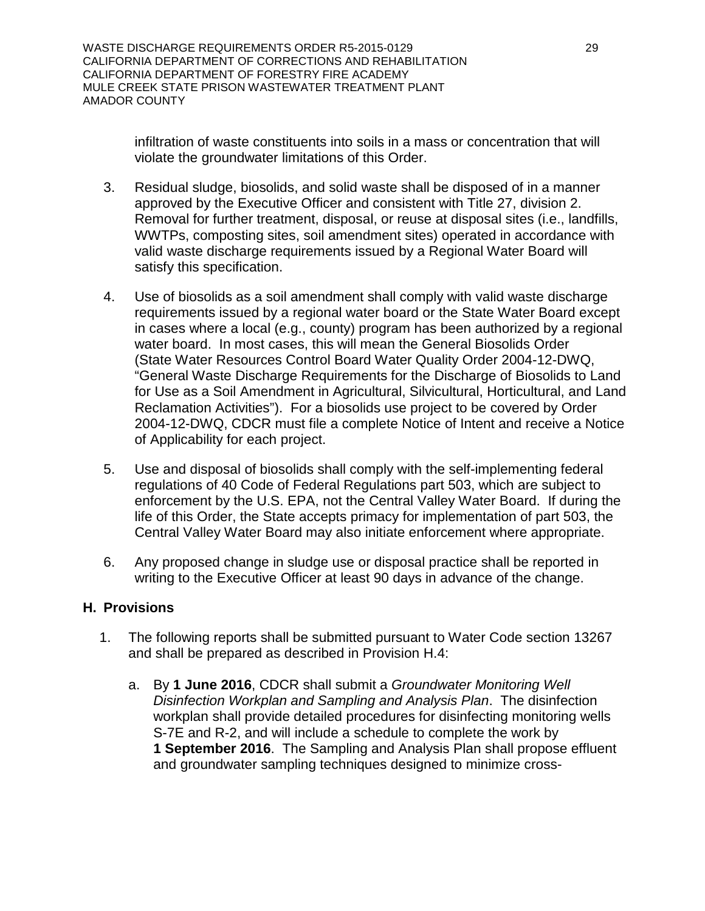infiltration of waste constituents into soils in a mass or concentration that will violate the groundwater limitations of this Order.

3. Residual sludge, biosolids, and solid waste shall be disposed of in a manner approved by the Executive Officer and consistent with Title 27, division 2. Removal for further treatment, disposal, or reuse at disposal sites (i.e., landfills, WWTPs, composting sites, soil amendment sites) operated in accordance with valid waste discharge requirements issued by a Regional Water Board will satisfy this specification.

4. Use of biosolids as a soil amendment shall comply with valid waste discharge requirements issued by a regional water board or the State Water Board except in cases where a local (e.g., county) program has been authorized by a regional water board. In most cases, this will mean the General Biosolids Order (State Water Resources Control Board Water Quality Order 2004-12-DWQ, "General Waste Discharge Requirements for the Discharge of Biosolids to Land for Use as a Soil Amendment in Agricultural, Silvicultural, Horticultural, and Land Reclamation Activities"). For a biosolids use project to be covered by Order 2004-12-DWQ, CDCR must file a complete Notice of Intent and receive a Notice of Applicability for each project.

5. Use and disposal of biosolids shall comply with the self-implementing federal regulations of 40 Code of Federal Regulations part 503, which are subject to enforcement by the U.S. EPA, not the Central Valley Water Board. If during the life of this Order, the State accepts primacy for implementation of part 503, the Central Valley Water Board may also initiate enforcement where appropriate.

6. Any proposed change in sludge use or disposal practice shall be reported in writing to the Executive Officer at least 90 days in advance of the change.

## H. Provisions

1. The following reports shall be submitted pursuant to Water Code section 13267 and shall be prepared as described in Provision H.4:

   a. By **1 June 2016**, CDCR shall submit a *Groundwater Monitoring Well Disinfection Workplan and Sampling and Analysis Plan*. The disinfection workplan shall provide detailed procedures for disinfecting monitoring wells S-7E and R-2, and will include a schedule to complete the work by **1 September 2016**. The Sampling and Analysis Plan shall propose effluent and groundwater sampling techniques designed to minimize cross-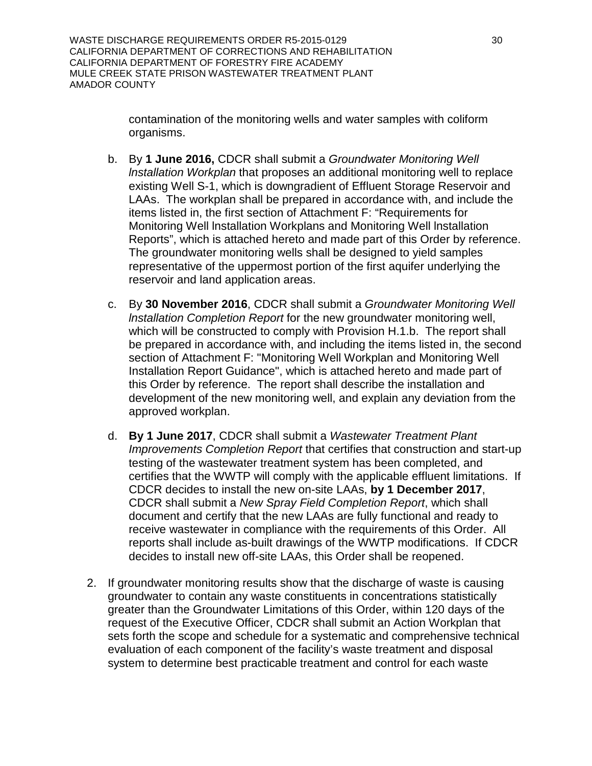contamination of the monitoring wells and water samples with coliform organisms.

b. By **1 June 2016,** CDCR shall submit a *Groundwater Monitoring Well lnstallation Workplan* that proposes an additional monitoring well to replace existing Well S-1, which is downgradient of Effluent Storage Reservoir and LAAs. The workplan shall be prepared in accordance with, and include the items listed in, the first section of Attachment F: “Requirements for Monitoring Well lnstallation Workplans and Monitoring Well lnstallation Reports”, which is attached hereto and made part of this Order by reference. The groundwater monitoring wells shall be designed to yield samples representative of the uppermost portion of the first aquifer underlying the reservoir and land application areas.

c. By **30 November 2016**, CDCR shall submit a *Groundwater Monitoring Well lnstallation Completion Report* for the new groundwater monitoring well, which will be constructed to comply with Provision H.1.b. The report shall be prepared in accordance with, and including the items listed in, the second section of Attachment F: "Monitoring Well Workplan and Monitoring Well Installation Report Guidance", which is attached hereto and made part of this Order by reference. The report shall describe the installation and development of the new monitoring well, and explain any deviation from the approved workplan.

d. **By 1 June 2017**, CDCR shall submit a *Wastewater Treatment Plant Improvements Completion Report* that certifies that construction and start-up testing of the wastewater treatment system has been completed, and certifies that the WWTP will comply with the applicable effluent limitations. If CDCR decides to install the new on-site LAAs, **by 1 December 2017**, CDCR shall submit a *New Spray Field Completion Report*, which shall document and certify that the new LAAs are fully functional and ready to receive wastewater in compliance with the requirements of this Order. All reports shall include as-built drawings of the WWTP modifications. If CDCR decides to install new off-site LAAs, this Order shall be reopened.

2. If groundwater monitoring results show that the discharge of waste is causing groundwater to contain any waste constituents in concentrations statistically greater than the Groundwater Limitations of this Order, within 120 days of the request of the Executive Officer, CDCR shall submit an Action Workplan that sets forth the scope and schedule for a systematic and comprehensive technical evaluation of each component of the facility’s waste treatment and disposal system to determine best practicable treatment and control for each waste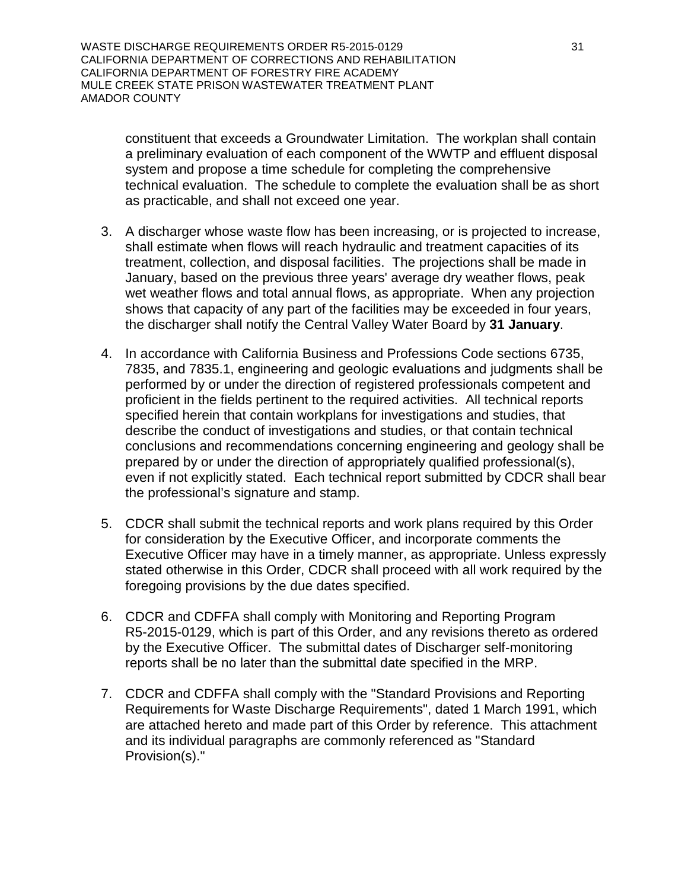constituent that exceeds a Groundwater Limitation. The workplan shall contain a preliminary evaluation of each component of the WWTP and effluent disposal system and propose a time schedule for completing the comprehensive technical evaluation. The schedule to complete the evaluation shall be as short as practicable, and shall not exceed one year.

3. A discharger whose waste flow has been increasing, or is projected to increase, shall estimate when flows will reach hydraulic and treatment capacities of its treatment, collection, and disposal facilities. The projections shall be made in January, based on the previous three years' average dry weather flows, peak wet weather flows and total annual flows, as appropriate. When any projection shows that capacity of any part of the facilities may be exceeded in four years, the discharger shall notify the Central Valley Water Board by **31 January**.

4. In accordance with California Business and Professions Code sections 6735, 7835, and 7835.1, engineering and geologic evaluations and judgments shall be performed by or under the direction of registered professionals competent and proficient in the fields pertinent to the required activities. All technical reports specified herein that contain workplans for investigations and studies, that describe the conduct of investigations and studies, or that contain technical conclusions and recommendations concerning engineering and geology shall be prepared by or under the direction of appropriately qualified professional(s), even if not explicitly stated. Each technical report submitted by CDCR shall bear the professional's signature and stamp.

5. CDCR shall submit the technical reports and work plans required by this Order for consideration by the Executive Officer, and incorporate comments the Executive Officer may have in a timely manner, as appropriate. Unless expressly stated otherwise in this Order, CDCR shall proceed with all work required by the foregoing provisions by the due dates specified.

6. CDCR and CDFFA shall comply with Monitoring and Reporting Program R5-2015-0129, which is part of this Order, and any revisions thereto as ordered by the Executive Officer. The submittal dates of Discharger self-monitoring reports shall be no later than the submittal date specified in the MRP.

7. CDCR and CDFFA shall comply with the "Standard Provisions and Reporting Requirements for Waste Discharge Requirements", dated 1 March 1991, which are attached hereto and made part of this Order by reference. This attachment and its individual paragraphs are commonly referenced as "Standard Provision(s)."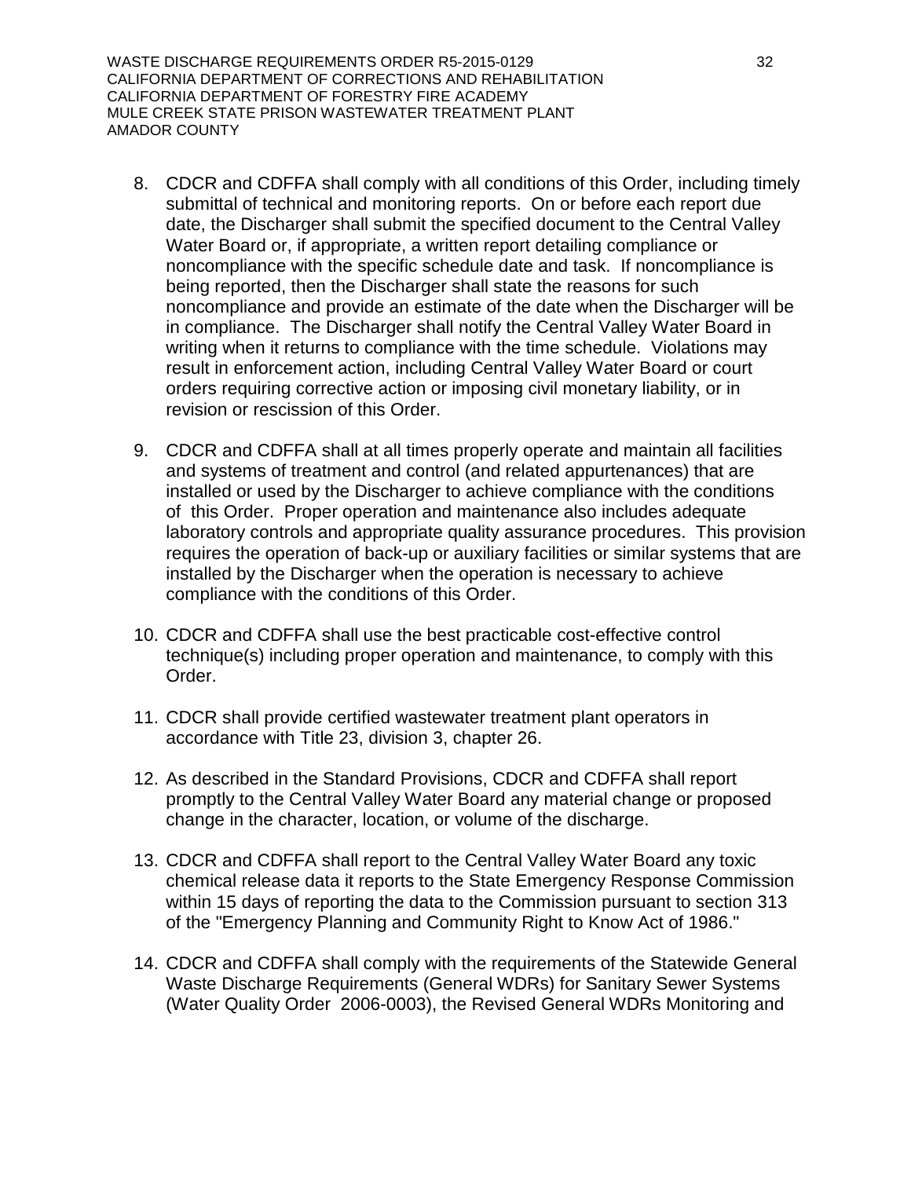8. CDCR and CDFFA shall comply with all conditions of this Order, including timely submittal of technical and monitoring reports. On or before each report due date, the Discharger shall submit the specified document to the Central Valley Water Board or, if appropriate, a written report detailing compliance or noncompliance with the specific schedule date and task. If noncompliance is being reported, then the Discharger shall state the reasons for such noncompliance and provide an estimate of the date when the Discharger will be in compliance. The Discharger shall notify the Central Valley Water Board in writing when it returns to compliance with the time schedule. Violations may result in enforcement action, including Central Valley Water Board or court orders requiring corrective action or imposing civil monetary liability, or in revision or rescission of this Order.

9. CDCR and CDFFA shall at all times properly operate and maintain all facilities and systems of treatment and control (and related appurtenances) that are installed or used by the Discharger to achieve compliance with the conditions of this Order. Proper operation and maintenance also includes adequate laboratory controls and appropriate quality assurance procedures. This provision requires the operation of back-up or auxiliary facilities or similar systems that are installed by the Discharger when the operation is necessary to achieve compliance with the conditions of this Order.

10. CDCR and CDFFA shall use the best practicable cost-effective control technique(s) including proper operation and maintenance, to comply with this Order.

11. CDCR shall provide certified wastewater treatment plant operators in accordance with Title 23, division 3, chapter 26.

12. As described in the Standard Provisions, CDCR and CDFFA shall report promptly to the Central Valley Water Board any material change or proposed change in the character, location, or volume of the discharge.

13. CDCR and CDFFA shall report to the Central Valley Water Board any toxic chemical release data it reports to the State Emergency Response Commission within 15 days of reporting the data to the Commission pursuant to section 313 of the "Emergency Planning and Community Right to Know Act of 1986."

14. CDCR and CDFFA shall comply with the requirements of the Statewide General Waste Discharge Requirements (General WDRs) for Sanitary Sewer Systems (Water Quality Order 2006-0003), the Revised General WDRs Monitoring and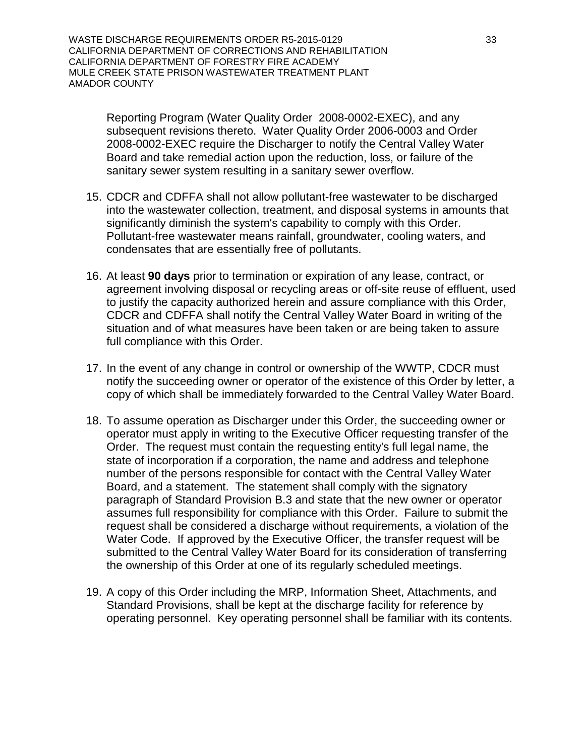Reporting Program (Water Quality Order 2008-0002-EXEC), and any subsequent revisions thereto. Water Quality Order 2006-0003 and Order 2008-0002-EXEC require the Discharger to notify the Central Valley Water Board and take remedial action upon the reduction, loss, or failure of the sanitary sewer system resulting in a sanitary sewer overflow.

15. CDCR and CDFFA shall not allow pollutant-free wastewater to be discharged into the wastewater collection, treatment, and disposal systems in amounts that significantly diminish the system's capability to comply with this Order. Pollutant-free wastewater means rainfall, groundwater, cooling waters, and condensates that are essentially free of pollutants.

16. At least **90 days** prior to termination or expiration of any lease, contract, or agreement involving disposal or recycling areas or off-site reuse of effluent, used to justify the capacity authorized herein and assure compliance with this Order, CDCR and CDFFA shall notify the Central Valley Water Board in writing of the situation and of what measures have been taken or are being taken to assure full compliance with this Order.

17. In the event of any change in control or ownership of the WWTP, CDCR must notify the succeeding owner or operator of the existence of this Order by letter, a copy of which shall be immediately forwarded to the Central Valley Water Board.

18. To assume operation as Discharger under this Order, the succeeding owner or operator must apply in writing to the Executive Officer requesting transfer of the Order. The request must contain the requesting entity's full legal name, the state of incorporation if a corporation, the name and address and telephone number of the persons responsible for contact with the Central Valley Water Board, and a statement. The statement shall comply with the signatory paragraph of Standard Provision B.3 and state that the new owner or operator assumes full responsibility for compliance with this Order. Failure to submit the request shall be considered a discharge without requirements, a violation of the Water Code. If approved by the Executive Officer, the transfer request will be submitted to the Central Valley Water Board for its consideration of transferring the ownership of this Order at one of its regularly scheduled meetings.

19. A copy of this Order including the MRP, Information Sheet, Attachments, and Standard Provisions, shall be kept at the discharge facility for reference by operating personnel. Key operating personnel shall be familiar with its contents.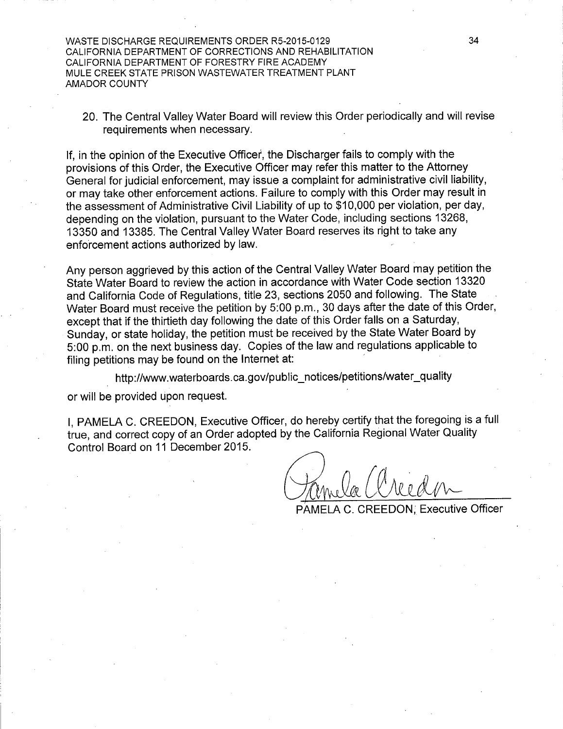20. The Central Valley Water Board will review this Order periodically and will revise requirements when necessary.

If, in the opinion of the Executive Officer, the Discharger fails to comply with the provisions of this Order, the Executive Officer may refer this matter to the Attorney General for judicial enforcement, may issue a complaint for administrative civil liability, or may take other enforcement actions. Failure to comply with this Order may result in the assessment of Administrative Civil Liability of up to $10,000 per violation, per day, depending on the violation, pursuant to the Water Code, including sections 13268, 13350 and 13385. The Central Valley Water Board reserves its right to take any enforcement actions authorized by law.

Any person aggrieved by this action of the Central Valley Water Board may petition the State Water Board to review the action in accordance with Water Code section 13320 and California Code of Regulations, title 23, sections 2050 and following. The State Water Board must receive the petition by 5:00 p.m., 30 days after the date of this Order, except that if the thirtieth day following the date of this Order falls on a Saturday, Sunday, or state holiday, the petition must be received by the State Water Board by 5:00 p.m. on the next business day. Copies of the law and regulations applicable to filing petitions may be found on the Internet at:

http://www.waterboards.ca.gov/public_notices/petitions/water_quality

or will be provided upon request.

I, PAMELA C. CREEDON, Executive Officer, do hereby certify that the foregoing is a full true, and correct copy of an Order adopted by the California Regional Water Quality Control Board on 11 December 2015.

PAMELA C. CREEDON, Executive Officer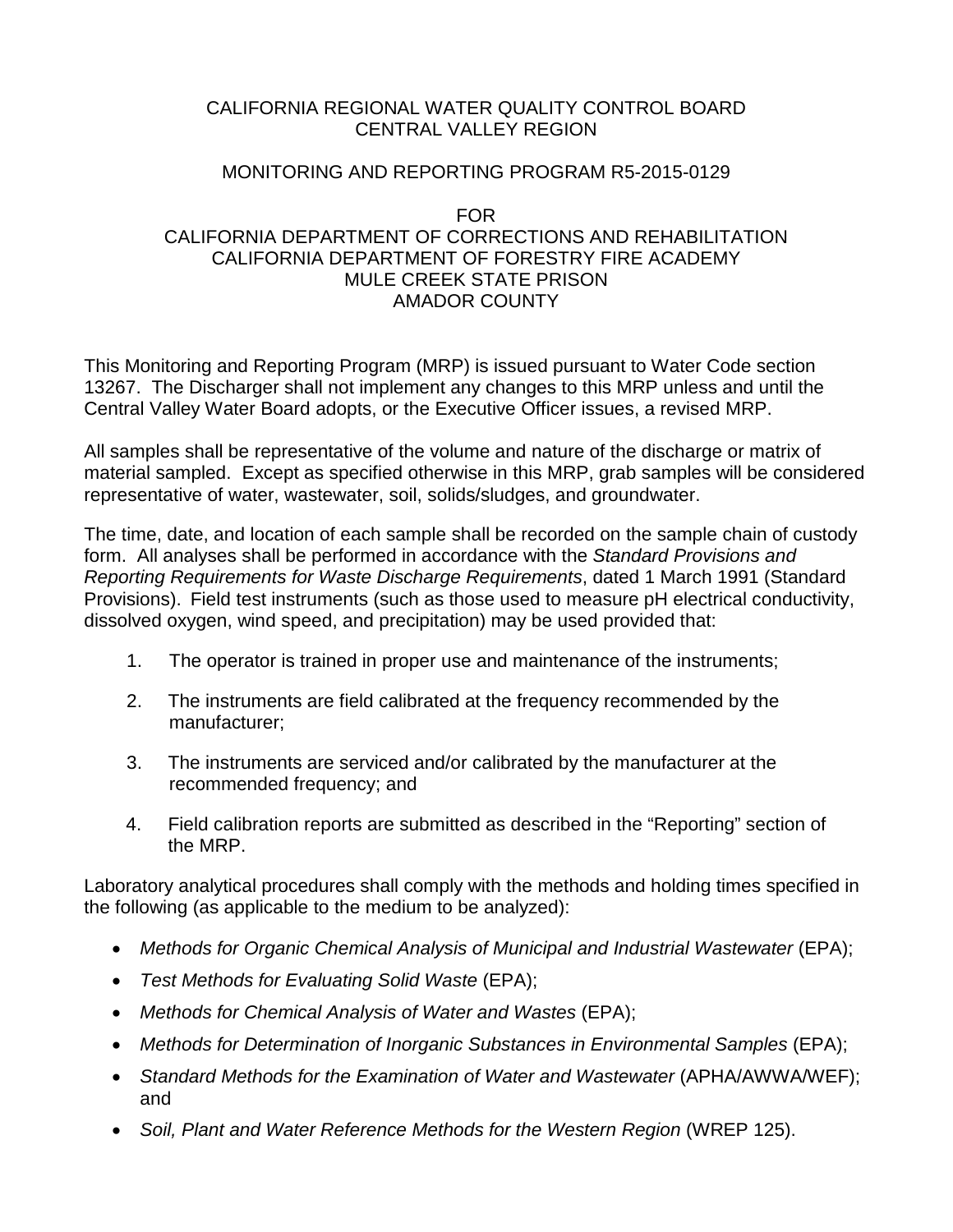# CALIFORNIA REGIONAL WATER QUALITY CONTROL BOARD
# CENTRAL VALLEY REGION

## MONITORING AND REPORTING PROGRAM R5-2015-0129

## FOR
## CALIFORNIA DEPARTMENT OF CORRECTIONS AND REHABILITATION
## CALIFORNIA DEPARTMENT OF FORESTRY FIRE ACADEMY
## MULE CREEK STATE PRISON
## AMADOR COUNTY

This Monitoring and Reporting Program (MRP) is issued pursuant to Water Code section 13267. The Discharger shall not implement any changes to this MRP unless and until the Central Valley Water Board adopts, or the Executive Officer issues, a revised MRP.

All samples shall be representative of the volume and nature of the discharge or matrix of material sampled. Except as specified otherwise in this MRP, grab samples will be considered representative of water, wastewater, soil, solids/sludges, and groundwater.

The time, date, and location of each sample shall be recorded on the sample chain of custody form. All analyses shall be performed in accordance with the *Standard Provisions and Reporting Requirements for Waste Discharge Requirements*, dated 1 March 1991 (Standard Provisions). Field test instruments (such as those used to measure pH electrical conductivity, dissolved oxygen, wind speed, and precipitation) may be used provided that:

1. The operator is trained in proper use and maintenance of the instruments;
2. The instruments are field calibrated at the frequency recommended by the manufacturer;
3. The instruments are serviced and/or calibrated by the manufacturer at the recommended frequency; and
4. Field calibration reports are submitted as described in the "Reporting" section of the MRP.

Laboratory analytical procedures shall comply with the methods and holding times specified in the following (as applicable to the medium to be analyzed):

- *Methods for Organic Chemical Analysis of Municipal and Industrial Wastewater* (EPA);
- *Test Methods for Evaluating Solid Waste* (EPA);
- *Methods for Chemical Analysis of Water and Wastes* (EPA);
- *Methods for Determination of Inorganic Substances in Environmental Samples* (EPA);
- *Standard Methods for the Examination of Water and Wastewater* (APHA/AWWA/WEF); and
- *Soil, Plant and Water Reference Methods for the Western Region* (WREP 125).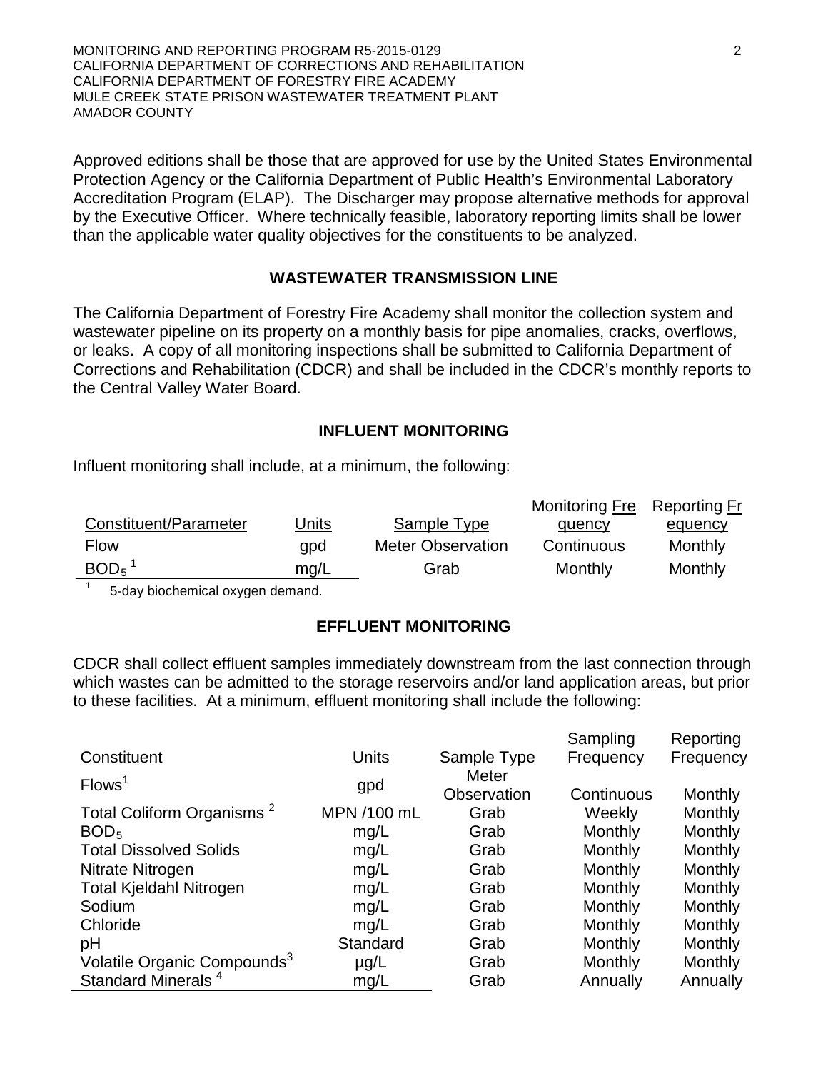Approved editions shall be those that are approved for use by the United States Environmental Protection Agency or the California Department of Public Health's Environmental Laboratory Accreditation Program (ELAP). The Discharger may propose alternative methods for approval by the Executive Officer. Where technically feasible, laboratory reporting limits shall be lower than the applicable water quality objectives for the constituents to be analyzed.

## WASTEWATER TRANSMISSION LINE

The California Department of Forestry Fire Academy shall monitor the collection system and wastewater pipeline on its property on a monthly basis for pipe anomalies, cracks, overflows, or leaks. A copy of all monitoring inspections shall be submitted to California Department of Corrections and Rehabilitation (CDCR) and shall be included in the CDCR's monthly reports to the Central Valley Water Board.

## INFLUENT MONITORING

Influent monitoring shall include, at a minimum, the following:

| Constituent/Parameter | Units | Sample Type | Monitoring Frequency | Reporting Frequency |
|---|---|---|---|---|
| Flow | gpd | Meter Observation | Continuous | Monthly |
| $BOD_5$ [1] | mg/L | Grab | Monthly | Monthly |

[1] 5-day biochemical oxygen demand.

## EFFLUENT MONITORING

CDCR shall collect effluent samples immediately downstream from the last connection through which wastes can be admitted to the storage reservoirs and/or land application areas, but prior to these facilities. At a minimum, effluent monitoring shall include the following:

| Constituent | Units | Sample Type | Sampling Frequency | Reporting Frequency |
|---|---|---|---|---|
| Flows[1] | gpd | Meter Observation | Continuous | Monthly |
| Total Coliform Organisms [2] | MPN /100 mL | Grab | Weekly | Monthly |
| $BOD_5$ | mg/L | Grab | Monthly | Monthly |
| Total Dissolved Solids | mg/L | Grab | Monthly | Monthly |
| Nitrate Nitrogen | mg/L | Grab | Monthly | Monthly |
| Total Kjeldahl Nitrogen | mg/L | Grab | Monthly | Monthly |
| Sodium | mg/L | Grab | Monthly | Monthly |
| Chloride | mg/L | Grab | Monthly | Monthly |
| pH | Standard | Grab | Monthly | Monthly |
| Volatile Organic Compounds[3] | µg/L | Grab | Monthly | Monthly |
| Standard Minerals [4] | mg/L | Grab | Annually | Annually |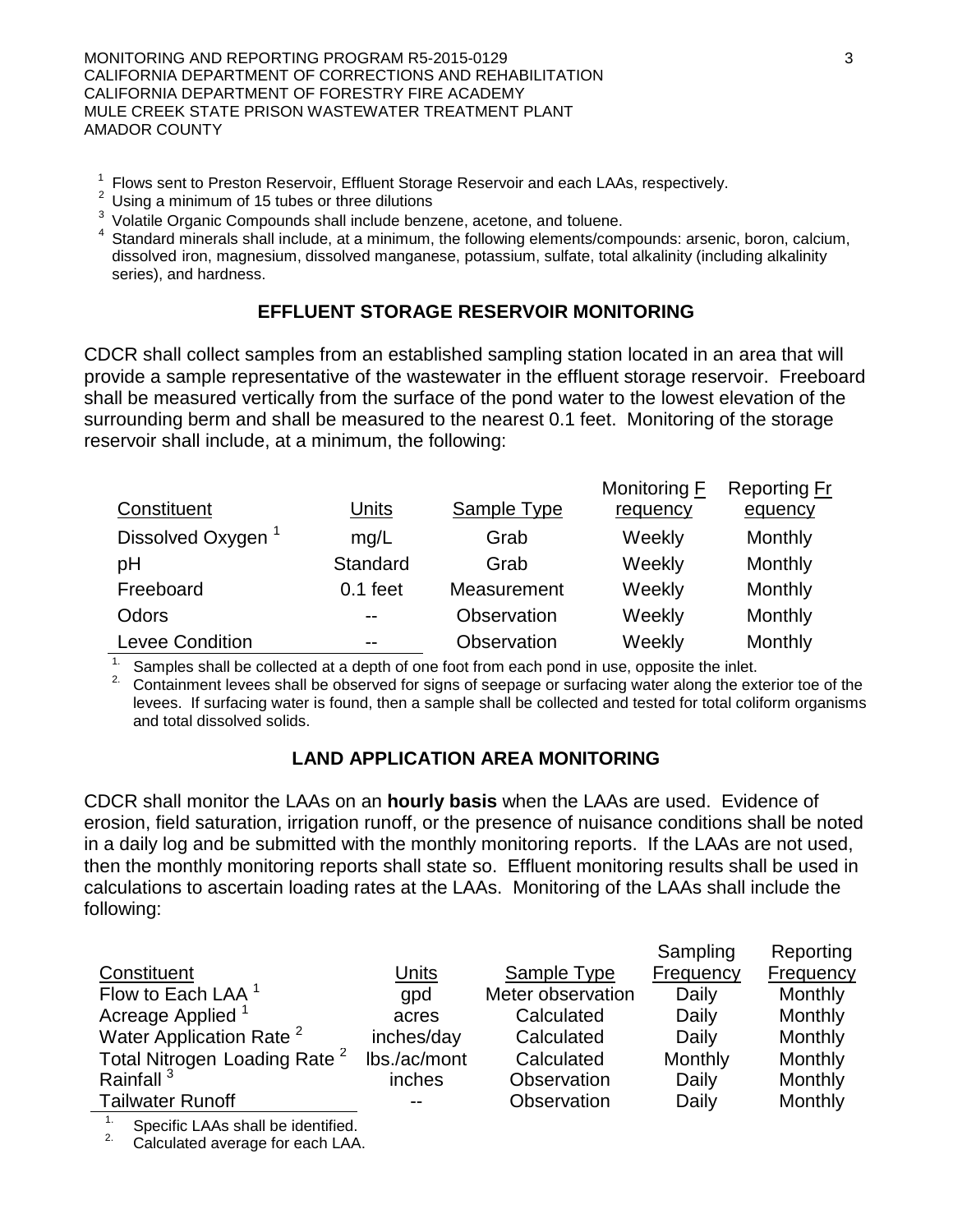[1] Flows sent to Preston Reservoir, Effluent Storage Reservoir and each LAAs, respectively.
[2] Using a minimum of 15 tubes or three dilutions
[3] Volatile Organic Compounds shall include benzene, acetone, and toluene.
[4] Standard minerals shall include, at a minimum, the following elements/compounds: arsenic, boron, calcium, dissolved iron, magnesium, dissolved manganese, potassium, sulfate, total alkalinity (including alkalinity series), and hardness.

## EFFLUENT STORAGE RESERVOIR MONITORING

CDCR shall collect samples from an established sampling station located in an area that will provide a sample representative of the wastewater in the effluent storage reservoir. Freeboard shall be measured vertically from the surface of the pond water to the lowest elevation of the surrounding berm and shall be measured to the nearest 0.1 feet. Monitoring of the storage reservoir shall include, at a minimum, the following:

| Constituent | Units | Sample Type | Monitoring Frequency | Reporting Frequency |
|---|---|---|---|---|
| Dissolved Oxygen [1] | mg/L | Grab | Weekly | Monthly |
| pH | Standard | Grab | Weekly | Monthly |
| Freeboard | 0.1 feet | Measurement | Weekly | Monthly |
| Odors | -- | Observation | Weekly | Monthly |
| Levee Condition | -- | Observation | Weekly | Monthly |

1. Samples shall be collected at a depth of one foot from each pond in use, opposite the inlet.
2. Containment levees shall be observed for signs of seepage or surfacing water along the exterior toe of the levees. If surfacing water is found, then a sample shall be collected and tested for total coliform organisms and total dissolved solids.

## LAND APPLICATION AREA MONITORING

CDCR shall monitor the LAAs on an **hourly basis** when the LAAs are used. Evidence of erosion, field saturation, irrigation runoff, or the presence of nuisance conditions shall be noted in a daily log and be submitted with the monthly monitoring reports. If the LAAs are not used, then the monthly monitoring reports shall state so. Effluent monitoring results shall be used in calculations to ascertain loading rates at the LAAs. Monitoring of the LAAs shall include the following:

| Constituent | Units | Sample Type | Sampling Frequency | Reporting Frequency |
|---|---|---|---|---|
| Flow to Each LAA [1] | gpd | Meter observation | Daily | Monthly |
| Acreage Applied [1] | acres | Calculated | Daily | Monthly |
| Water Application Rate [2] | inches/day | Calculated | Daily | Monthly |
| Total Nitrogen Loading Rate [2] | lbs./ac/mont | Calculated | Monthly | Monthly |
| Rainfall [3] | inches | Observation | Daily | Monthly |
| Tailwater Runoff | -- | Observation | Daily | Monthly |

1. Specific LAAs shall be identified.
2. Calculated average for each LAA.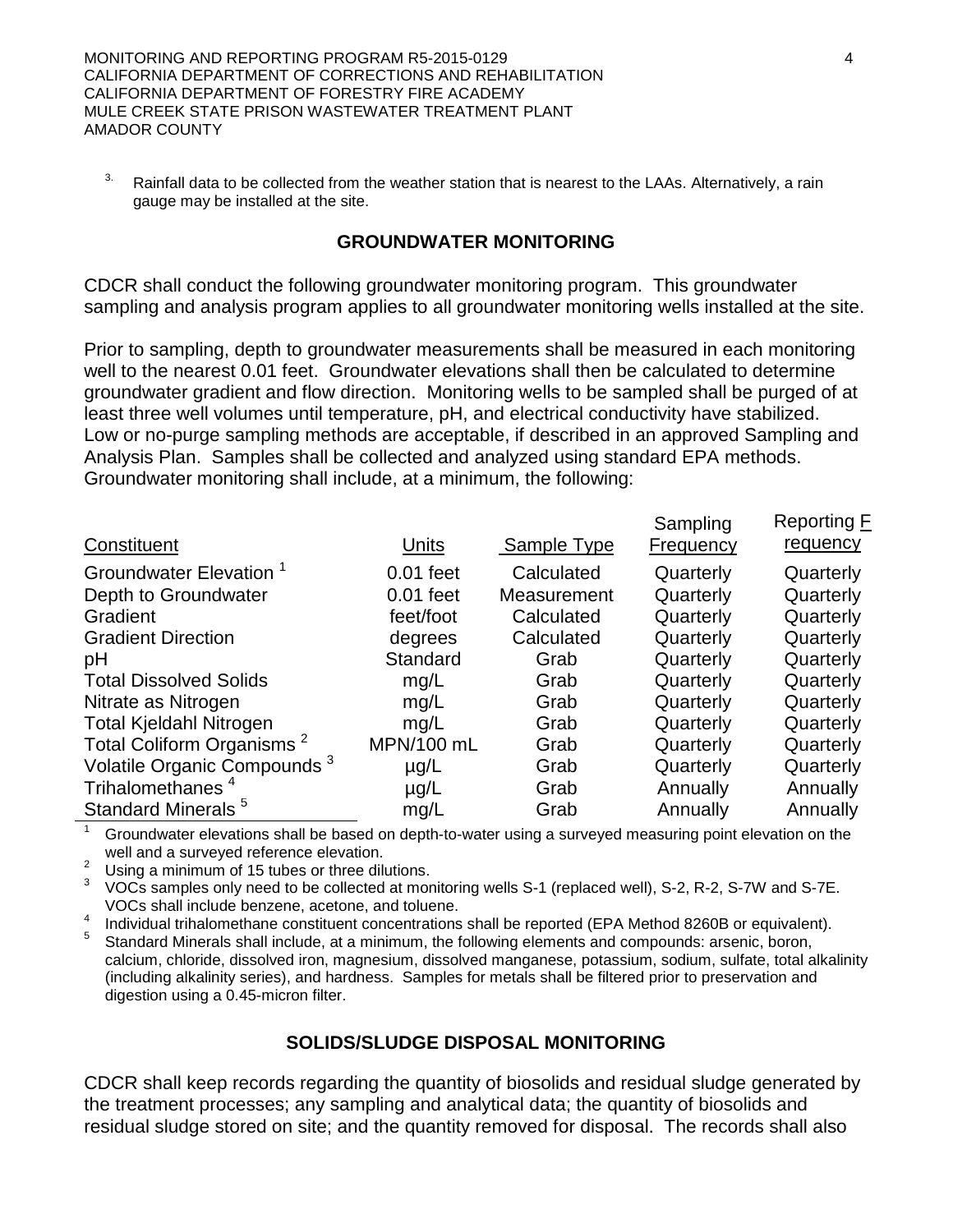3. Rainfall data to be collected from the weather station that is nearest to the LAAs. Alternatively, a rain gauge may be installed at the site.

## GROUNDWATER MONITORING

CDCR shall conduct the following groundwater monitoring program. This groundwater sampling and analysis program applies to all groundwater monitoring wells installed at the site.

Prior to sampling, depth to groundwater measurements shall be measured in each monitoring well to the nearest 0.01 feet. Groundwater elevations shall then be calculated to determine groundwater gradient and flow direction. Monitoring wells to be sampled shall be purged of at least three well volumes until temperature, pH, and electrical conductivity have stabilized. Low or no-purge sampling methods are acceptable, if described in an approved Sampling and Analysis Plan. Samples shall be collected and analyzed using standard EPA methods. Groundwater monitoring shall include, at a minimum, the following:

| Constituent | Units | Sample Type | Sampling Frequency | Reporting Frequency |
|---|---|---|---|---|
| Groundwater Elevation [1] | 0.01 feet | Calculated | Quarterly | Quarterly |
| Depth to Groundwater | 0.01 feet | Measurement | Quarterly | Quarterly |
| Gradient | feet/foot | Calculated | Quarterly | Quarterly |
| Gradient Direction | degrees | Calculated | Quarterly | Quarterly |
| pH | Standard | Grab | Quarterly | Quarterly |
| Total Dissolved Solids | mg/L | Grab | Quarterly | Quarterly |
| Nitrate as Nitrogen | mg/L | Grab | Quarterly | Quarterly |
| Total Kjeldahl Nitrogen | mg/L | Grab | Quarterly | Quarterly |
| Total Coliform Organisms [2] | MPN/100 mL | Grab | Quarterly | Quarterly |
| Volatile Organic Compounds [3] | µg/L | Grab | Quarterly | Quarterly |
| Trihalomethanes [4] | µg/L | Grab | Annually | Annually |
| Standard Minerals [5] | mg/L | Grab | Annually | Annually |

1. Groundwater elevations shall be based on depth-to-water using a surveyed measuring point elevation on the well and a surveyed reference elevation.
2. Using a minimum of 15 tubes or three dilutions.
3. VOCs samples only need to be collected at monitoring wells S-1 (replaced well), S-2, R-2, S-7W and S-7E. VOCs shall include benzene, acetone, and toluene.
4. Individual trihalomethane constituent concentrations shall be reported (EPA Method 8260B or equivalent).
5. Standard Minerals shall include, at a minimum, the following elements and compounds: arsenic, boron, calcium, chloride, dissolved iron, magnesium, dissolved manganese, potassium, sodium, sulfate, total alkalinity (including alkalinity series), and hardness. Samples for metals shall be filtered prior to preservation and digestion using a 0.45-micron filter.

## SOLIDS/SLUDGE DISPOSAL MONITORING

CDCR shall keep records regarding the quantity of biosolids and residual sludge generated by the treatment processes; any sampling and analytical data; the quantity of biosolids and residual sludge stored on site; and the quantity removed for disposal. The records shall also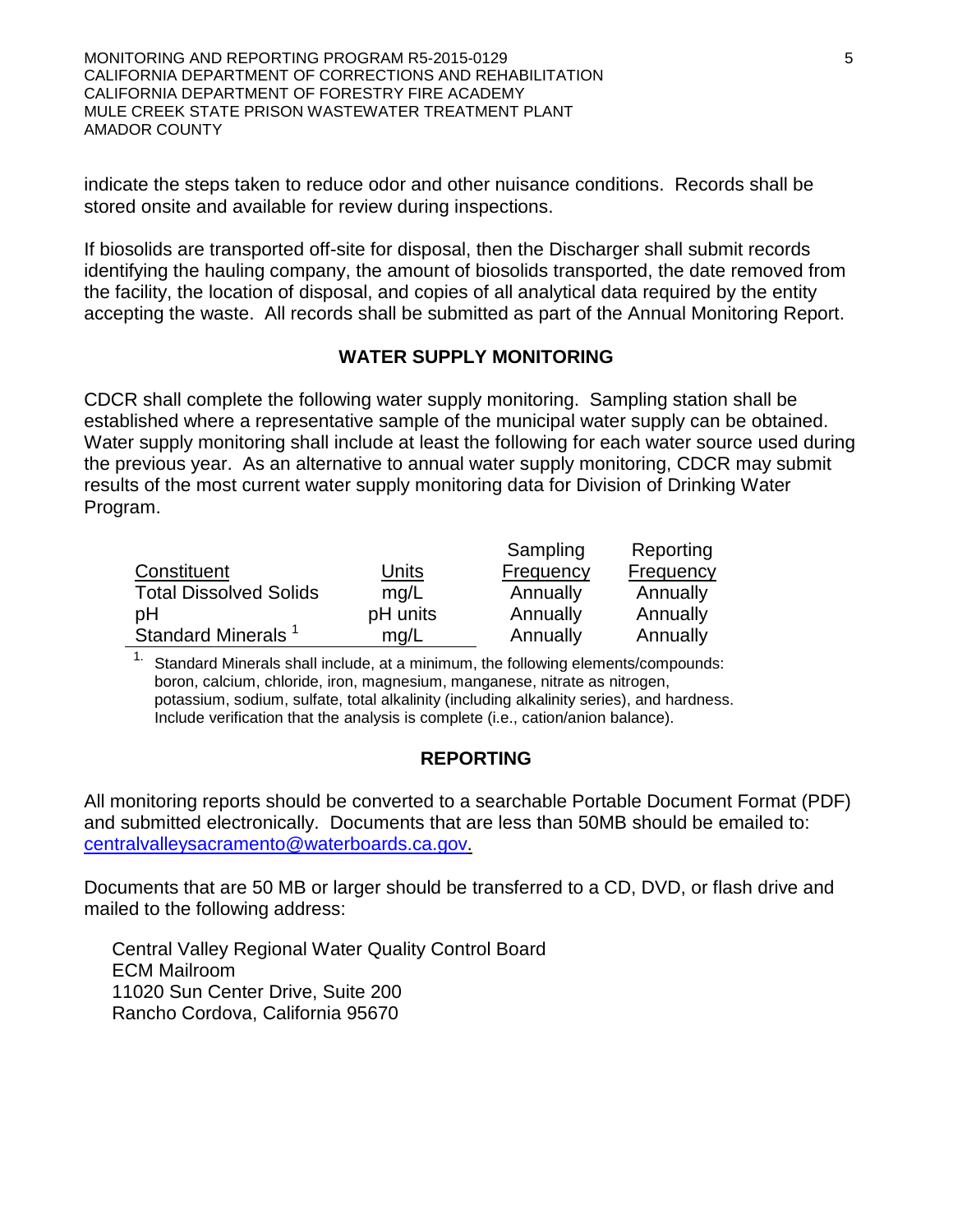indicate the steps taken to reduce odor and other nuisance conditions. Records shall be stored onsite and available for review during inspections.

If biosolids are transported off-site for disposal, then the Discharger shall submit records identifying the hauling company, the amount of biosolids transported, the date removed from the facility, the location of disposal, and copies of all analytical data required by the entity accepting the waste. All records shall be submitted as part of the Annual Monitoring Report.

## WATER SUPPLY MONITORING

CDCR shall complete the following water supply monitoring. Sampling station shall be established where a representative sample of the municipal water supply can be obtained. Water supply monitoring shall include at least the following for each water source used during the previous year. As an alternative to annual water supply monitoring, CDCR may submit results of the most current water supply monitoring data for Division of Drinking Water Program.

| Constituent | Units | Sampling Frequency | Reporting Frequency |
|---|---|---|---|
| Total Dissolved Solids | mg/L | Annually | Annually |
| pH | pH units | Annually | Annually |
| Standard Minerals [1] | mg/L | Annually | Annually |

[1] Standard Minerals shall include, at a minimum, the following elements/compounds: boron, calcium, chloride, iron, magnesium, manganese, nitrate as nitrogen, potassium, sodium, sulfate, total alkalinity (including alkalinity series), and hardness. Include verification that the analysis is complete (i.e., cation/anion balance).

## REPORTING

All monitoring reports should be converted to a searchable Portable Document Format (PDF) and submitted electronically. Documents that are less than 50MB should be emailed to: centralvalleysacramento@waterboards.ca.gov.

Documents that are 50 MB or larger should be transferred to a CD, DVD, or flash drive and mailed to the following address:

Central Valley Regional Water Quality Control Board
ECM Mailroom
11020 Sun Center Drive, Suite 200
Rancho Cordova, California 95670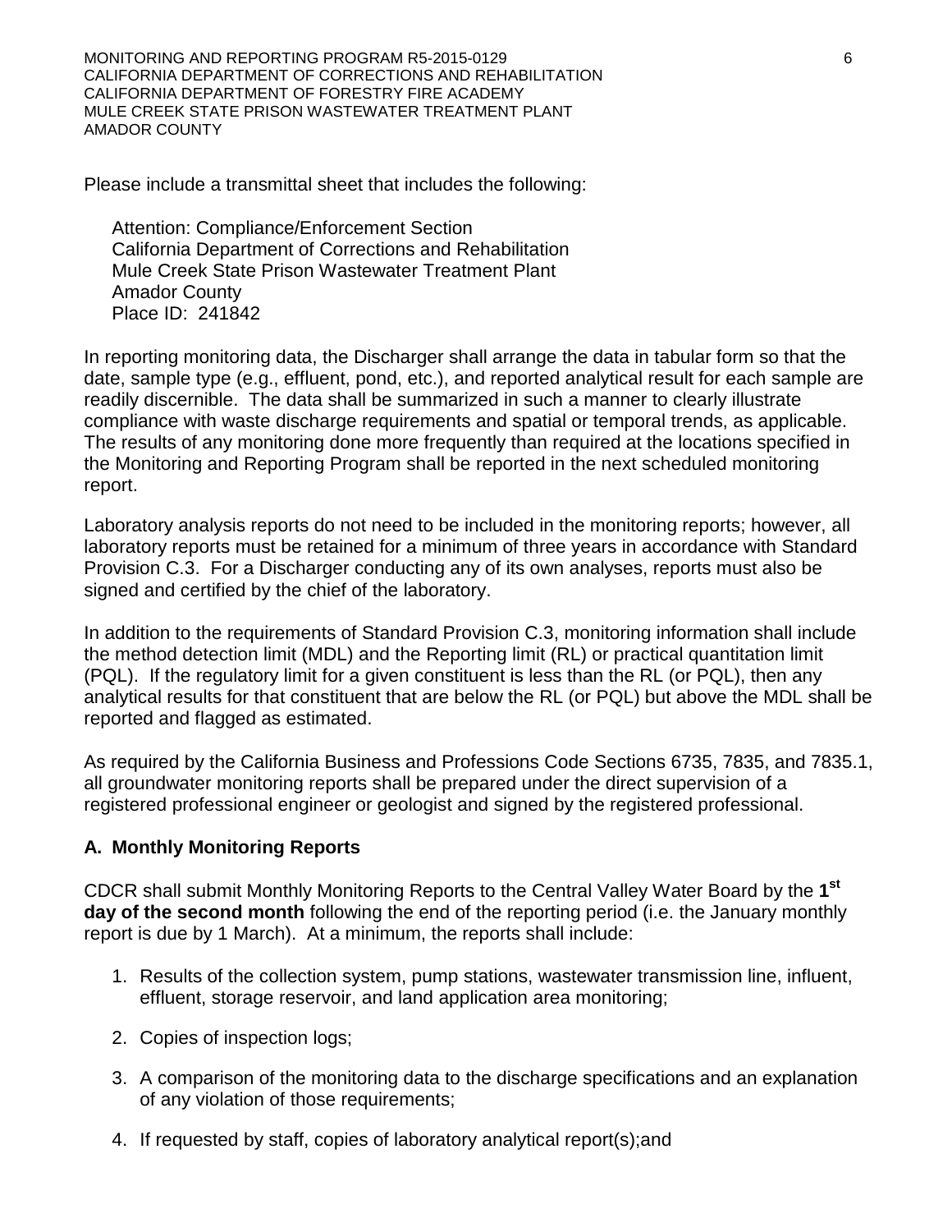Please include a transmittal sheet that includes the following:

Attention: Compliance/Enforcement Section
California Department of Corrections and Rehabilitation
Mule Creek State Prison Wastewater Treatment Plant
Amador County
Place ID: 241842

In reporting monitoring data, the Discharger shall arrange the data in tabular form so that the date, sample type (e.g., effluent, pond, etc.), and reported analytical result for each sample are readily discernible. The data shall be summarized in such a manner to clearly illustrate compliance with waste discharge requirements and spatial or temporal trends, as applicable. The results of any monitoring done more frequently than required at the locations specified in the Monitoring and Reporting Program shall be reported in the next scheduled monitoring report.

Laboratory analysis reports do not need to be included in the monitoring reports; however, all laboratory reports must be retained for a minimum of three years in accordance with Standard Provision C.3. For a Discharger conducting any of its own analyses, reports must also be signed and certified by the chief of the laboratory.

In addition to the requirements of Standard Provision C.3, monitoring information shall include the method detection limit (MDL) and the Reporting limit (RL) or practical quantitation limit (PQL). If the regulatory limit for a given constituent is less than the RL (or PQL), then any analytical results for that constituent that are below the RL (or PQL) but above the MDL shall be reported and flagged as estimated.

As required by the California Business and Professions Code Sections 6735, 7835, and 7835.1, all groundwater monitoring reports shall be prepared under the direct supervision of a registered professional engineer or geologist and signed by the registered professional.

## A. Monthly Monitoring Reports

CDCR shall submit Monthly Monitoring Reports to the Central Valley Water Board by the **1st day of the second month** following the end of the reporting period (i.e. the January monthly report is due by 1 March). At a minimum, the reports shall include:

1. Results of the collection system, pump stations, wastewater transmission line, influent, effluent, storage reservoir, and land application area monitoring;
2. Copies of inspection logs;
3. A comparison of the monitoring data to the discharge specifications and an explanation of any violation of those requirements;
4. If requested by staff, copies of laboratory analytical report(s);and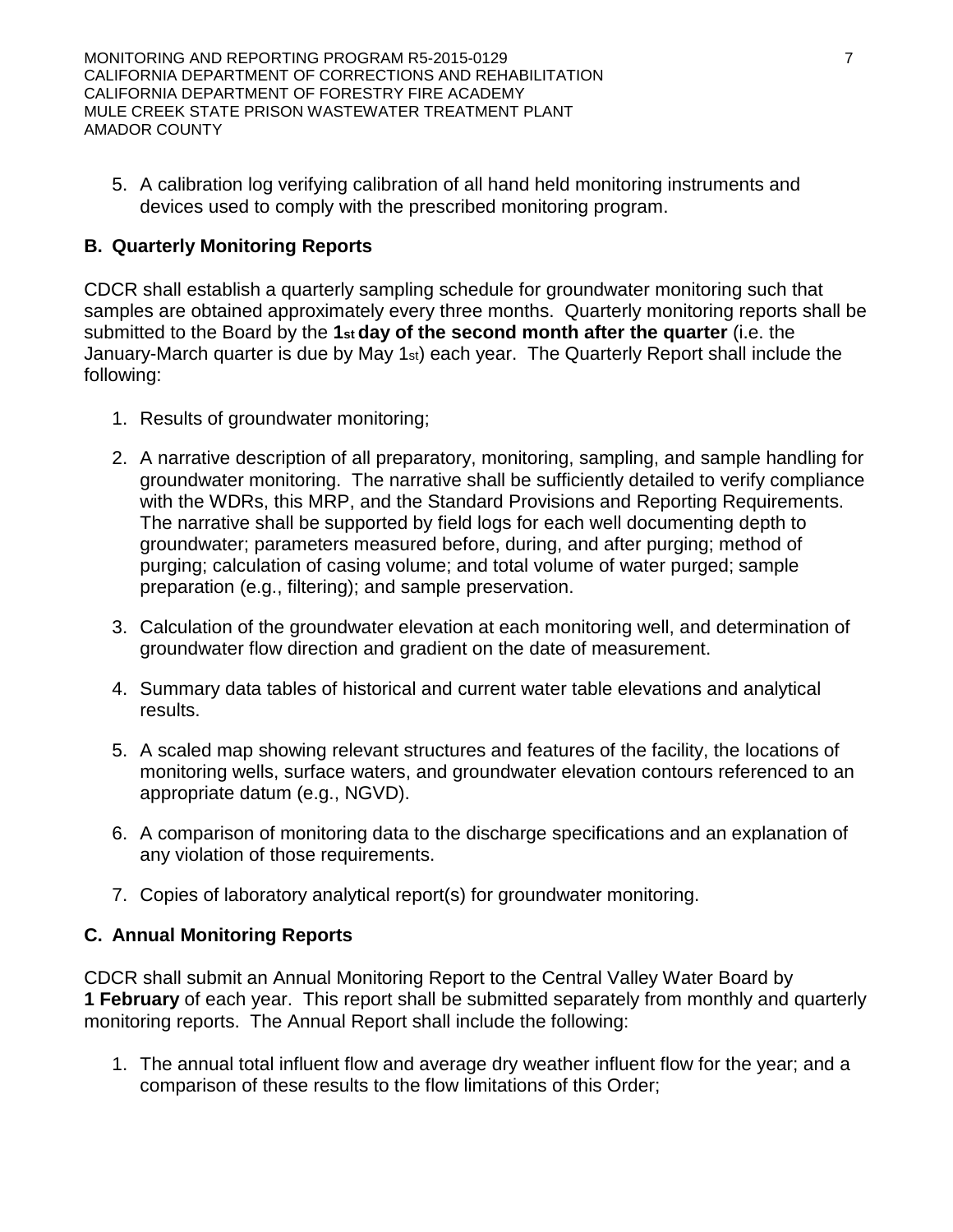5. A calibration log verifying calibration of all hand held monitoring instruments and devices used to comply with the prescribed monitoring program.

## B. Quarterly Monitoring Reports

CDCR shall establish a quarterly sampling schedule for groundwater monitoring such that samples are obtained approximately every three months. Quarterly monitoring reports shall be submitted to the Board by the **1st day of the second month after the quarter** (i.e. the January-March quarter is due by May 1st) each year. The Quarterly Report shall include the following:

1. Results of groundwater monitoring;

2. A narrative description of all preparatory, monitoring, sampling, and sample handling for groundwater monitoring. The narrative shall be sufficiently detailed to verify compliance with the WDRs, this MRP, and the Standard Provisions and Reporting Requirements. The narrative shall be supported by field logs for each well documenting depth to groundwater; parameters measured before, during, and after purging; method of purging; calculation of casing volume; and total volume of water purged; sample preparation (e.g., filtering); and sample preservation.

3. Calculation of the groundwater elevation at each monitoring well, and determination of groundwater flow direction and gradient on the date of measurement.

4. Summary data tables of historical and current water table elevations and analytical results.

5. A scaled map showing relevant structures and features of the facility, the locations of monitoring wells, surface waters, and groundwater elevation contours referenced to an appropriate datum (e.g., NGVD).

6. A comparison of monitoring data to the discharge specifications and an explanation of any violation of those requirements.

7. Copies of laboratory analytical report(s) for groundwater monitoring.

## C. Annual Monitoring Reports

CDCR shall submit an Annual Monitoring Report to the Central Valley Water Board by **1 February** of each year. This report shall be submitted separately from monthly and quarterly monitoring reports. The Annual Report shall include the following:

1. The annual total influent flow and average dry weather influent flow for the year; and a comparison of these results to the flow limitations of this Order;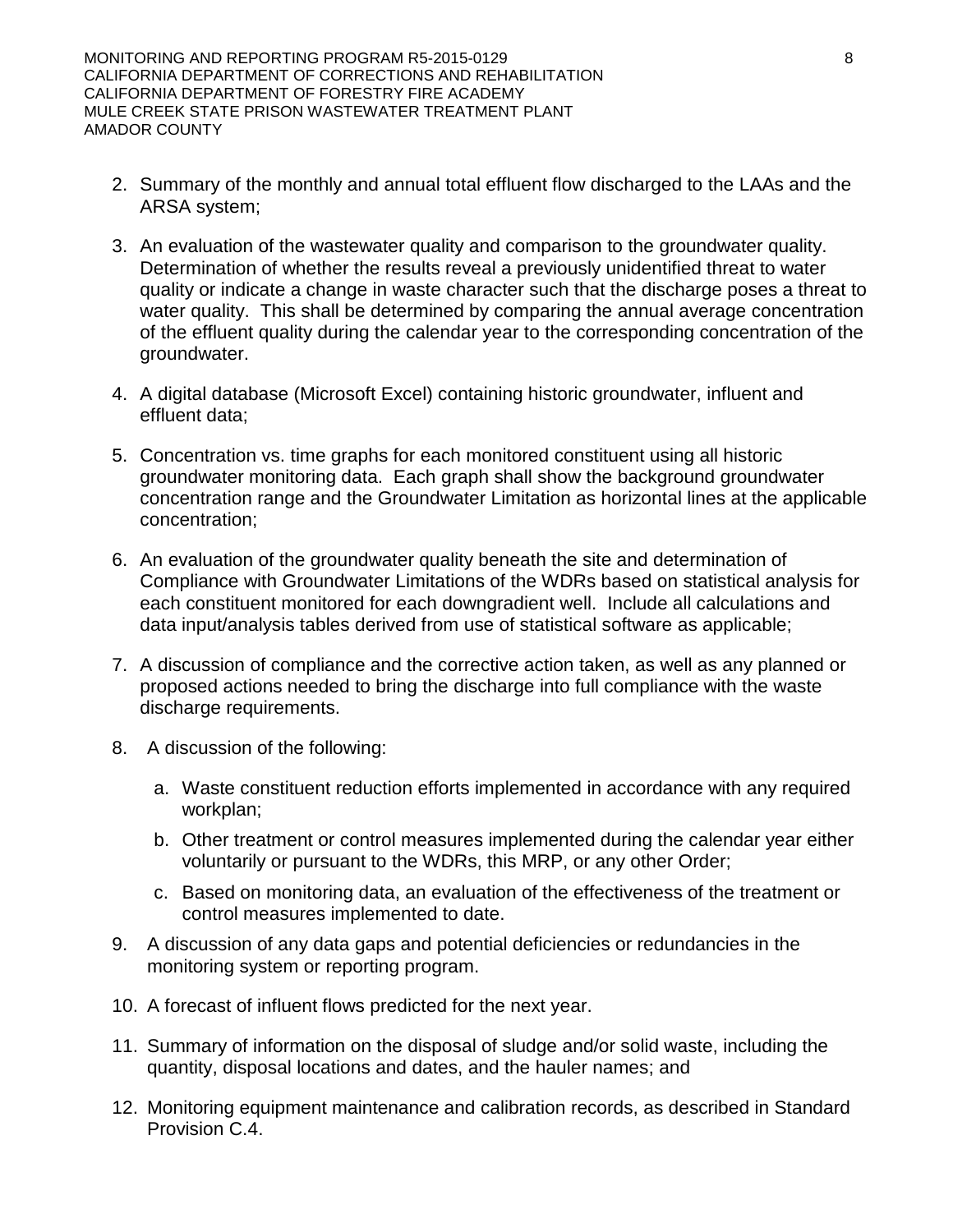2. Summary of the monthly and annual total effluent flow discharged to the LAAs and the ARSA system;

3. An evaluation of the wastewater quality and comparison to the groundwater quality. Determination of whether the results reveal a previously unidentified threat to water quality or indicate a change in waste character such that the discharge poses a threat to water quality. This shall be determined by comparing the annual average concentration of the effluent quality during the calendar year to the corresponding concentration of the groundwater.

4. A digital database (Microsoft Excel) containing historic groundwater, influent and effluent data;

5. Concentration vs. time graphs for each monitored constituent using all historic groundwater monitoring data. Each graph shall show the background groundwater concentration range and the Groundwater Limitation as horizontal lines at the applicable concentration;

6. An evaluation of the groundwater quality beneath the site and determination of Compliance with Groundwater Limitations of the WDRs based on statistical analysis for each constituent monitored for each downgradient well. Include all calculations and data input/analysis tables derived from use of statistical software as applicable;

7. A discussion of compliance and the corrective action taken, as well as any planned or proposed actions needed to bring the discharge into full compliance with the waste discharge requirements.

8. A discussion of the following:

   a. Waste constituent reduction efforts implemented in accordance with any required workplan;

   b. Other treatment or control measures implemented during the calendar year either voluntarily or pursuant to the WDRs, this MRP, or any other Order;

   c. Based on monitoring data, an evaluation of the effectiveness of the treatment or control measures implemented to date.

9. A discussion of any data gaps and potential deficiencies or redundancies in the monitoring system or reporting program.

10. A forecast of influent flows predicted for the next year.

11. Summary of information on the disposal of sludge and/or solid waste, including the quantity, disposal locations and dates, and the hauler names; and

12. Monitoring equipment maintenance and calibration records, as described in Standard Provision C.4.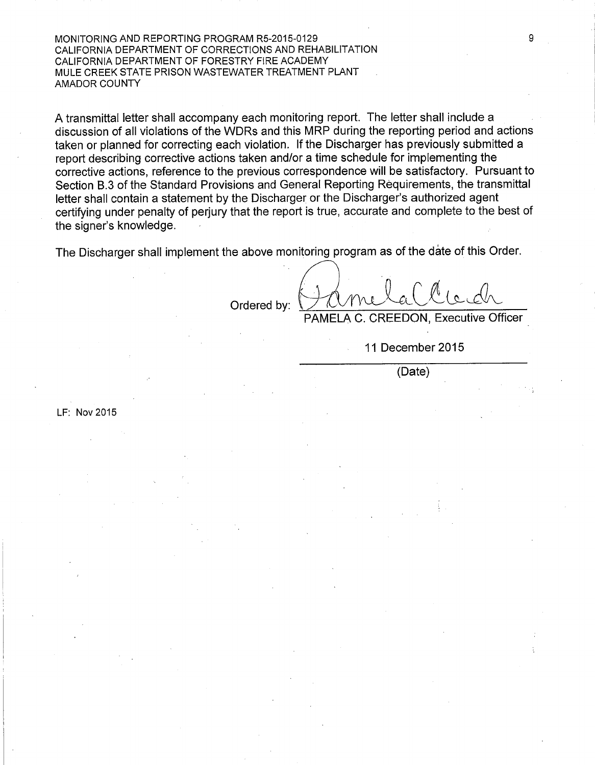A transmittal letter shall accompany each monitoring report. The letter shall include a discussion of all violations of the WDRs and this MRP during the reporting period and actions taken or planned for correcting each violation. If the Discharger has previously submitted a report describing corrective actions taken and/or a time schedule for implementing the corrective actions, reference to the previous correspondence will be satisfactory. Pursuant to Section B.3 of the Standard Provisions and General Reporting Requirements, the transmittal letter shall contain a statement by the Discharger or the Discharger's authorized agent certifying under penalty of perjury that the report is true, accurate and complete to the best of the signer's knowledge.

The Discharger shall implement the above monitoring program as of the date of this Order.

Ordered by: ______________________________
PAMELA C. CREEDON, Executive Officer

11 December 2015
______________________________
(Date)

LF: Nov 2015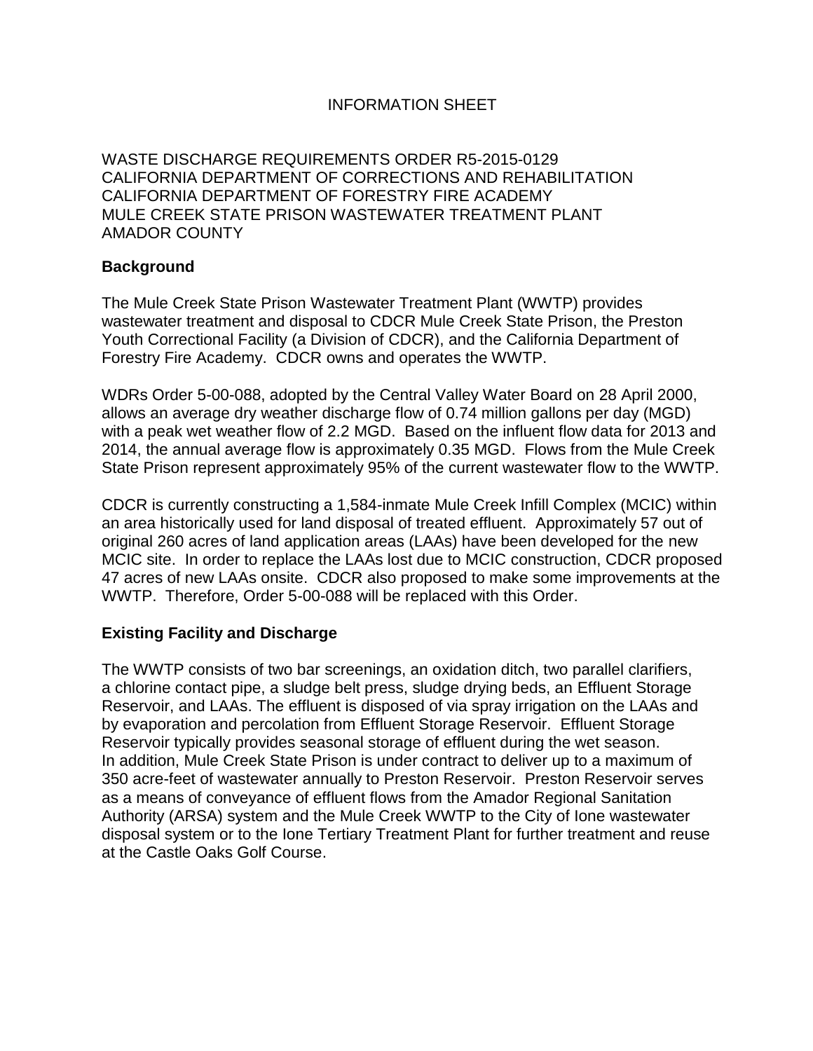# INFORMATION SHEET

WASTE DISCHARGE REQUIREMENTS ORDER R5-2015-0129
CALIFORNIA DEPARTMENT OF CORRECTIONS AND REHABILITATION
CALIFORNIA DEPARTMENT OF FORESTRY FIRE ACADEMY
MULE CREEK STATE PRISON WASTEWATER TREATMENT PLANT
AMADOR COUNTY

## Background

The Mule Creek State Prison Wastewater Treatment Plant (WWTP) provides wastewater treatment and disposal to CDCR Mule Creek State Prison, the Preston Youth Correctional Facility (a Division of CDCR), and the California Department of Forestry Fire Academy. CDCR owns and operates the WWTP.

WDRs Order 5-00-088, adopted by the Central Valley Water Board on 28 April 2000, allows an average dry weather discharge flow of 0.74 million gallons per day (MGD) with a peak wet weather flow of 2.2 MGD. Based on the influent flow data for 2013 and 2014, the annual average flow is approximately 0.35 MGD. Flows from the Mule Creek State Prison represent approximately 95% of the current wastewater flow to the WWTP.

CDCR is currently constructing a 1,584-inmate Mule Creek Infill Complex (MCIC) within an area historically used for land disposal of treated effluent. Approximately 57 out of original 260 acres of land application areas (LAAs) have been developed for the new MCIC site. In order to replace the LAAs lost due to MCIC construction, CDCR proposed 47 acres of new LAAs onsite. CDCR also proposed to make some improvements at the WWTP. Therefore, Order 5-00-088 will be replaced with this Order.

## Existing Facility and Discharge

The WWTP consists of two bar screenings, an oxidation ditch, two parallel clarifiers, a chlorine contact pipe, a sludge belt press, sludge drying beds, an Effluent Storage Reservoir, and LAAs. The effluent is disposed of via spray irrigation on the LAAs and by evaporation and percolation from Effluent Storage Reservoir. Effluent Storage Reservoir typically provides seasonal storage of effluent during the wet season. In addition, Mule Creek State Prison is under contract to deliver up to a maximum of 350 acre-feet of wastewater annually to Preston Reservoir. Preston Reservoir serves as a means of conveyance of effluent flows from the Amador Regional Sanitation Authority (ARSA) system and the Mule Creek WWTP to the City of Ione wastewater disposal system or to the Ione Tertiary Treatment Plant for further treatment and reuse at the Castle Oaks Golf Course.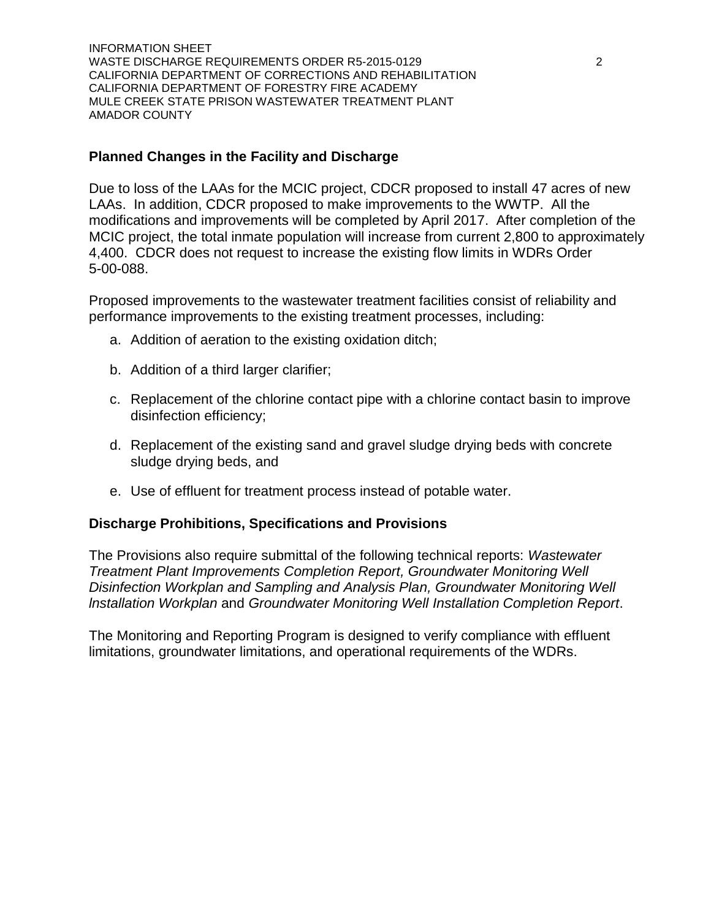## Planned Changes in the Facility and Discharge

Due to loss of the LAAs for the MCIC project, CDCR proposed to install 47 acres of new LAAs. In addition, CDCR proposed to make improvements to the WWTP. All the modifications and improvements will be completed by April 2017. After completion of the MCIC project, the total inmate population will increase from current 2,800 to approximately 4,400. CDCR does not request to increase the existing flow limits in WDRs Order 5-00-088.

Proposed improvements to the wastewater treatment facilities consist of reliability and performance improvements to the existing treatment processes, including:

a. Addition of aeration to the existing oxidation ditch;

b. Addition of a third larger clarifier;

c. Replacement of the chlorine contact pipe with a chlorine contact basin to improve disinfection efficiency;

d. Replacement of the existing sand and gravel sludge drying beds with concrete sludge drying beds, and

e. Use of effluent for treatment process instead of potable water.

## Discharge Prohibitions, Specifications and Provisions

The Provisions also require submittal of the following technical reports: *Wastewater Treatment Plant Improvements Completion Report, Groundwater Monitoring Well Disinfection Workplan and Sampling and Analysis Plan, Groundwater Monitoring Well lnstallation Workplan* and *Groundwater Monitoring Well Installation Completion Report*.

The Monitoring and Reporting Program is designed to verify compliance with effluent limitations, groundwater limitations, and operational requirements of the WDRs.